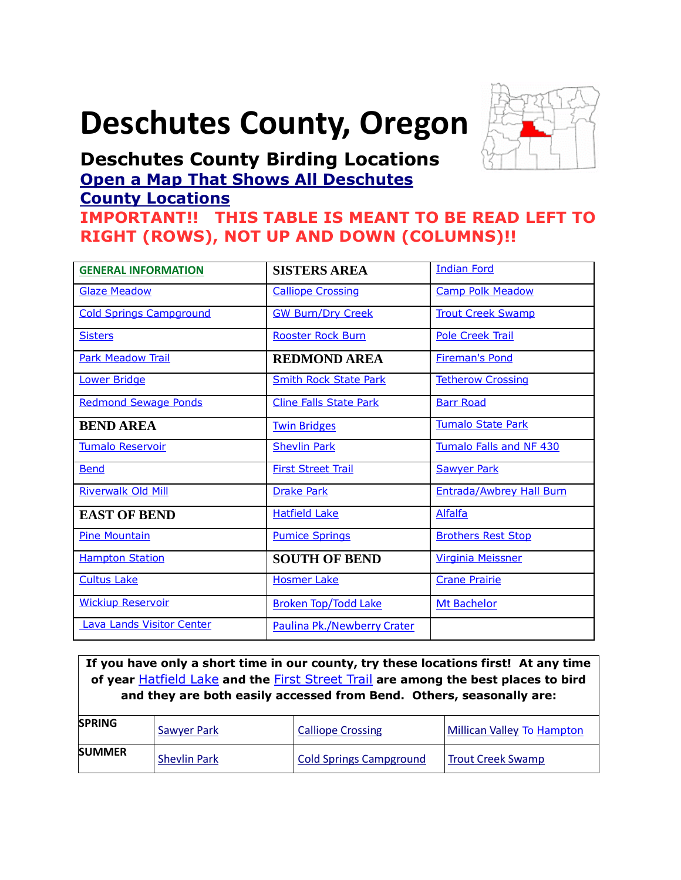# Deschutes County, Oregon

## Deschutes County Birding Locations

**Open a Map That Shows All Deschutes County Locations**

**IMPORTANT!! THIS TABLE IS MEANT TO BE READ LEFT TO RIGHT (ROWS), NOT UP AND DOWN (COLUMNS)!!**

| | | |
|---|---|---|
| GENERAL INFORMATION | **SISTERS AREA** | Indian Ford |
| Glaze Meadow | Calliope Crossing | Camp Polk Meadow |
| Cold Springs Campground | GW Burn/Dry Creek | Trout Creek Swamp |
| Sisters | Rooster Rock Burn | Pole Creek Trail |
| Park Meadow Trail | **REDMOND AREA** | Fireman's Pond |
| Lower Bridge | Smith Rock State Park | Tetherow Crossing |
| Redmond Sewage Ponds | Cline Falls State Park | Barr Road |
| **BEND AREA** | Twin Bridges | Tumalo State Park |
| Tumalo Reservoir | Shevlin Park | Tumalo Falls and NF 430 |
| Bend | First Street Trail | Sawyer Park |
| Riverwalk Old Mill | Drake Park | Entrada/Awbrey Hall Burn |
| **EAST OF BEND** | Hatfield Lake | Alfalfa |
| Pine Mountain | Pumice Springs | Brothers Rest Stop |
| Hampton Station | **SOUTH OF BEND** | Virginia Meissner |
| Cultus Lake | Hosmer Lake | Crane Prairie |
| Wickiup Reservoir | Broken Top/Todd Lake | Mt Bachelor |
| Lava Lands Visitor Center | Paulina Pk./Newberry Crater | |

**If you have only a short time in our county, try these locations first! At any time of year Hatfield Lake and the First Street Trail are among the best places to bird and they are both easily accessed from Bend. Others, seasonally are:**

| | | | |
|---|---|---|---|
| **SPRING** | Sawyer Park | Calliope Crossing | Millican Valley To Hampton |
| **SUMMER** | Shevlin Park | Cold Springs Campground | Trout Creek Swamp |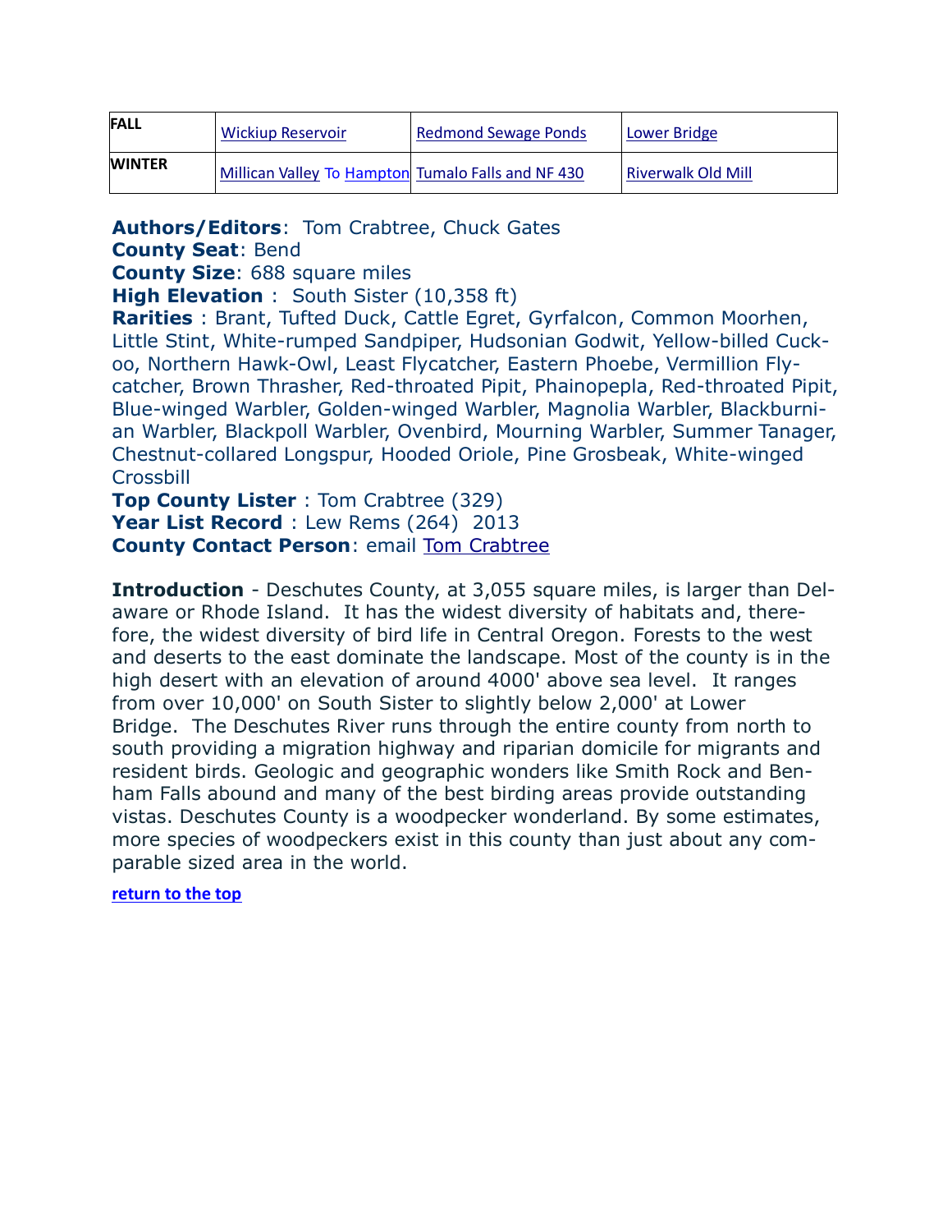| FALL | Wickiup Reservoir | Redmond Sewage Ponds | Lower Bridge |
|---|---|---|---|
| WINTER | Millican Valley To Hampton | Tumalo Falls and NF 430 | Riverwalk Old Mill |

**Authors/Editors**: Tom Crabtree, Chuck Gates
**County Seat**: Bend
**County Size**: 688 square miles
**High Elevation** : South Sister (10,358 ft)
**Rarities** : Brant, Tufted Duck, Cattle Egret, Gyrfalcon, Common Moorhen, Little Stint, White-rumped Sandpiper, Hudsonian Godwit, Yellow-billed Cuckoo, Northern Hawk-Owl, Least Flycatcher, Eastern Phoebe, Vermillion Flycatcher, Brown Thrasher, Red-throated Pipit, Phainopepla, Red-throated Pipit, Blue-winged Warbler, Golden-winged Warbler, Magnolia Warbler, Blackburnian Warbler, Blackpoll Warbler, Ovenbird, Mourning Warbler, Summer Tanager, Chestnut-collared Longspur, Hooded Oriole, Pine Grosbeak, White-winged Crossbill
**Top County Lister** : Tom Crabtree (329)
**Year List Record** : Lew Rems (264) 2013
**County Contact Person**: email Tom Crabtree

**Introduction** - Deschutes County, at 3,055 square miles, is larger than Delaware or Rhode Island. It has the widest diversity of habitats and, therefore, the widest diversity of bird life in Central Oregon. Forests to the west and deserts to the east dominate the landscape. Most of the county is in the high desert with an elevation of around 4000' above sea level. It ranges from over 10,000' on South Sister to slightly below 2,000' at Lower Bridge. The Deschutes River runs through the entire county from north to south providing a migration highway and riparian domicile for migrants and resident birds. Geologic and geographic wonders like Smith Rock and Benham Falls abound and many of the best birding areas provide outstanding vistas. Deschutes County is a woodpecker wonderland. By some estimates, more species of woodpeckers exist in this county than just about any comparable sized area in the world.

**return to the top**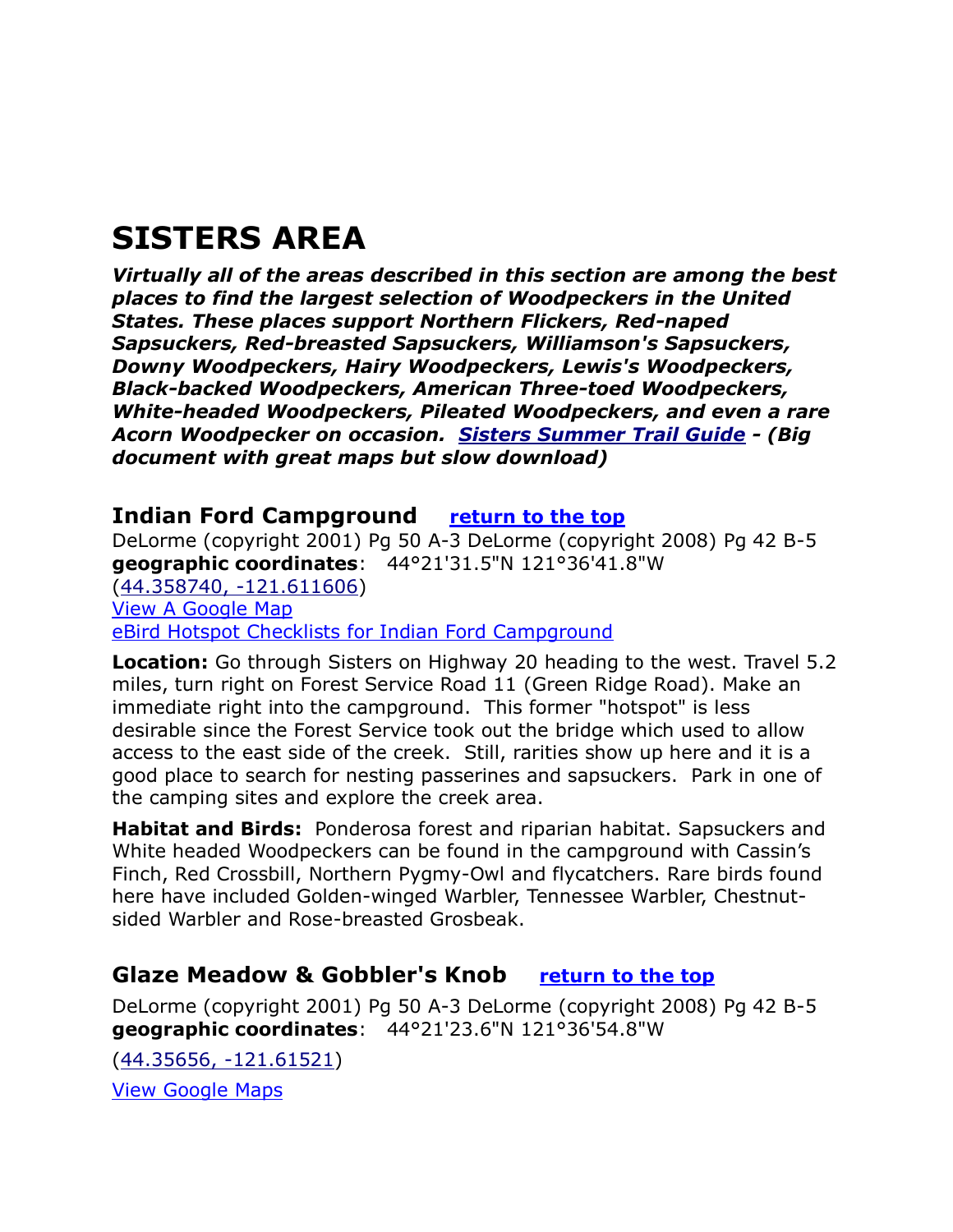# SISTERS AREA

***Virtually all of the areas described in this section are among the best places to find the largest selection of Woodpeckers in the United States. These places support Northern Flickers, Red-naped Sapsuckers, Red-breasted Sapsuckers, Williamson's Sapsuckers, Downy Woodpeckers, Hairy Woodpeckers, Lewis's Woodpeckers, Black-backed Woodpeckers, American Three-toed Woodpeckers, White-headed Woodpeckers, Pileated Woodpeckers, and even a rare Acorn Woodpecker on occasion. Sisters Summer Trail Guide - (Big document with great maps but slow download)***

## Indian Ford Campground    return to the top

DeLorme (copyright 2001) Pg 50 A-3 DeLorme (copyright 2008) Pg 42 B-5
**geographic coordinates**:   44°21'31.5"N 121°36'41.8"W
(44.358740, -121.611606)
View A Google Map
eBird Hotspot Checklists for Indian Ford Campground

**Location:** Go through Sisters on Highway 20 heading to the west. Travel 5.2 miles, turn right on Forest Service Road 11 (Green Ridge Road). Make an immediate right into the campground.  This former "hotspot" is less desirable since the Forest Service took out the bridge which used to allow access to the east side of the creek.  Still, rarities show up here and it is a good place to search for nesting passerines and sapsuckers.  Park in one of the camping sites and explore the creek area.

**Habitat and Birds:**  Ponderosa forest and riparian habitat. Sapsuckers and White headed Woodpeckers can be found in the campground with Cassin's Finch, Red Crossbill, Northern Pygmy-Owl and flycatchers. Rare birds found here have included Golden-winged Warbler, Tennessee Warbler, Chestnut-sided Warbler and Rose-breasted Grosbeak.

## Glaze Meadow & Gobbler's Knob    return to the top

DeLorme (copyright 2001) Pg 50 A-3 DeLorme (copyright 2008) Pg 42 B-5
**geographic coordinates**:   44°21'23.6"N 121°36'54.8"W

(44.35656, -121.61521)

View Google Maps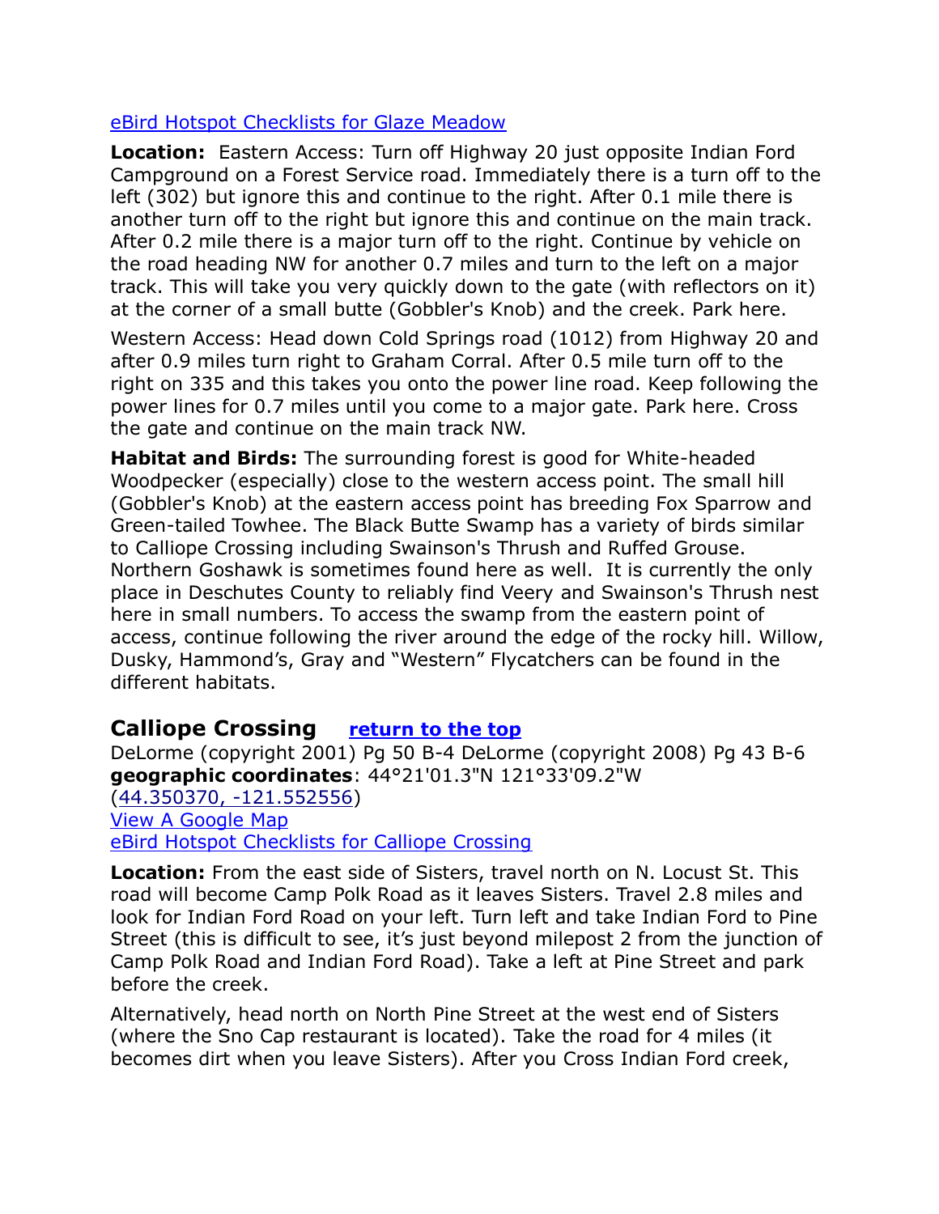eBird Hotspot Checklists for Glaze Meadow

**Location:** Eastern Access: Turn off Highway 20 just opposite Indian Ford Campground on a Forest Service road. Immediately there is a turn off to the left (302) but ignore this and continue to the right. After 0.1 mile there is another turn off to the right but ignore this and continue on the main track. After 0.2 mile there is a major turn off to the right. Continue by vehicle on the road heading NW for another 0.7 miles and turn to the left on a major track. This will take you very quickly down to the gate (with reflectors on it) at the corner of a small butte (Gobbler's Knob) and the creek. Park here.

Western Access: Head down Cold Springs road (1012) from Highway 20 and after 0.9 miles turn right to Graham Corral. After 0.5 mile turn off to the right on 335 and this takes you onto the power line road. Keep following the power lines for 0.7 miles until you come to a major gate. Park here. Cross the gate and continue on the main track NW.

**Habitat and Birds:** The surrounding forest is good for White-headed Woodpecker (especially) close to the western access point. The small hill (Gobbler's Knob) at the eastern access point has breeding Fox Sparrow and Green-tailed Towhee. The Black Butte Swamp has a variety of birds similar to Calliope Crossing including Swainson's Thrush and Ruffed Grouse. Northern Goshawk is sometimes found here as well. It is currently the only place in Deschutes County to reliably find Veery and Swainson's Thrush nest here in small numbers. To access the swamp from the eastern point of access, continue following the river around the edge of the rocky hill. Willow, Dusky, Hammond's, Gray and "Western" Flycatchers can be found in the different habitats.

## Calliope Crossing return to the top

DeLorme (copyright 2001) Pg 50 B-4 DeLorme (copyright 2008) Pg 43 B-6
**geographic coordinates**: 44°21'01.3"N 121°33'09.2"W
(44.350370, -121.552556)
View A Google Map
eBird Hotspot Checklists for Calliope Crossing

**Location:** From the east side of Sisters, travel north on N. Locust St. This road will become Camp Polk Road as it leaves Sisters. Travel 2.8 miles and look for Indian Ford Road on your left. Turn left and take Indian Ford to Pine Street (this is difficult to see, it's just beyond milepost 2 from the junction of Camp Polk Road and Indian Ford Road). Take a left at Pine Street and park before the creek.

Alternatively, head north on North Pine Street at the west end of Sisters (where the Sno Cap restaurant is located). Take the road for 4 miles (it becomes dirt when you leave Sisters). After you Cross Indian Ford creek,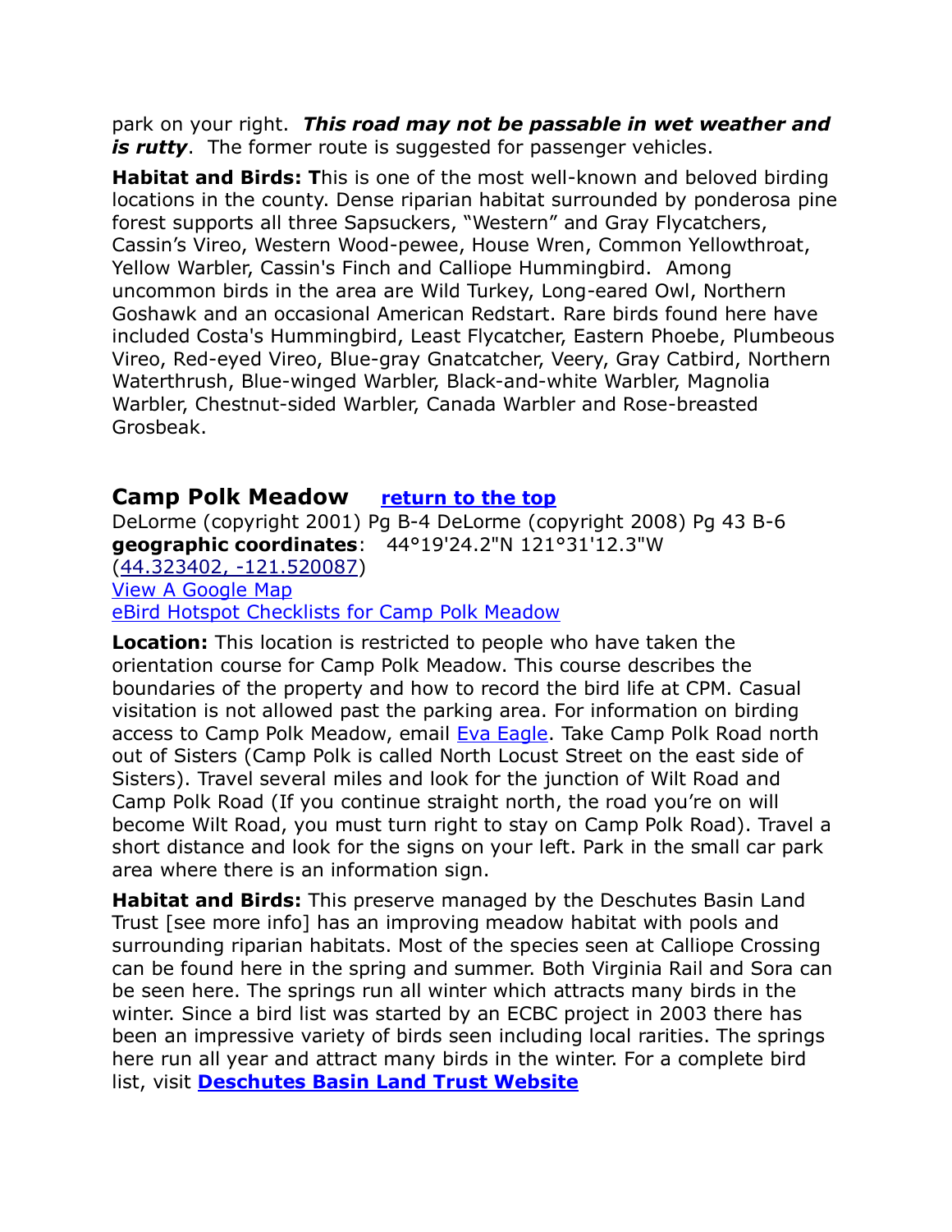park on your right. ***This road may not be passable in wet weather and is rutty***. The former route is suggested for passenger vehicles.

**Habitat and Birds: T**his is one of the most well-known and beloved birding locations in the county. Dense riparian habitat surrounded by ponderosa pine forest supports all three Sapsuckers, "Western" and Gray Flycatchers, Cassin's Vireo, Western Wood-pewee, House Wren, Common Yellowthroat, Yellow Warbler, Cassin's Finch and Calliope Hummingbird. Among uncommon birds in the area are Wild Turkey, Long-eared Owl, Northern Goshawk and an occasional American Redstart. Rare birds found here have included Costa's Hummingbird, Least Flycatcher, Eastern Phoebe, Plumbeous Vireo, Red-eyed Vireo, Blue-gray Gnatcatcher, Veery, Gray Catbird, Northern Waterthrush, Blue-winged Warbler, Black-and-white Warbler, Magnolia Warbler, Chestnut-sided Warbler, Canada Warbler and Rose-breasted Grosbeak.

## Camp Polk Meadow [return to the top]

DeLorme (copyright 2001) Pg B-4 DeLorme (copyright 2008) Pg 43 B-6
**geographic coordinates**: 44°19'24.2"N 121°31'12.3"W
(44.323402, -121.520087)
View A Google Map
eBird Hotspot Checklists for Camp Polk Meadow

**Location:** This location is restricted to people who have taken the orientation course for Camp Polk Meadow. This course describes the boundaries of the property and how to record the bird life at CPM. Casual visitation is not allowed past the parking area. For information on birding access to Camp Polk Meadow, email Eva Eagle. Take Camp Polk Road north out of Sisters (Camp Polk is called North Locust Street on the east side of Sisters). Travel several miles and look for the junction of Wilt Road and Camp Polk Road (If you continue straight north, the road you're on will become Wilt Road, you must turn right to stay on Camp Polk Road). Travel a short distance and look for the signs on your left. Park in the small car park area where there is an information sign.

**Habitat and Birds:** This preserve managed by the Deschutes Basin Land Trust [see more info] has an improving meadow habitat with pools and surrounding riparian habitats. Most of the species seen at Calliope Crossing can be found here in the spring and summer. Both Virginia Rail and Sora can be seen here. The springs run all winter which attracts many birds in the winter. Since a bird list was started by an ECBC project in 2003 there has been an impressive variety of birds seen including local rarities. The springs here run all year and attract many birds in the winter. For a complete bird list, visit **Deschutes Basin Land Trust Website**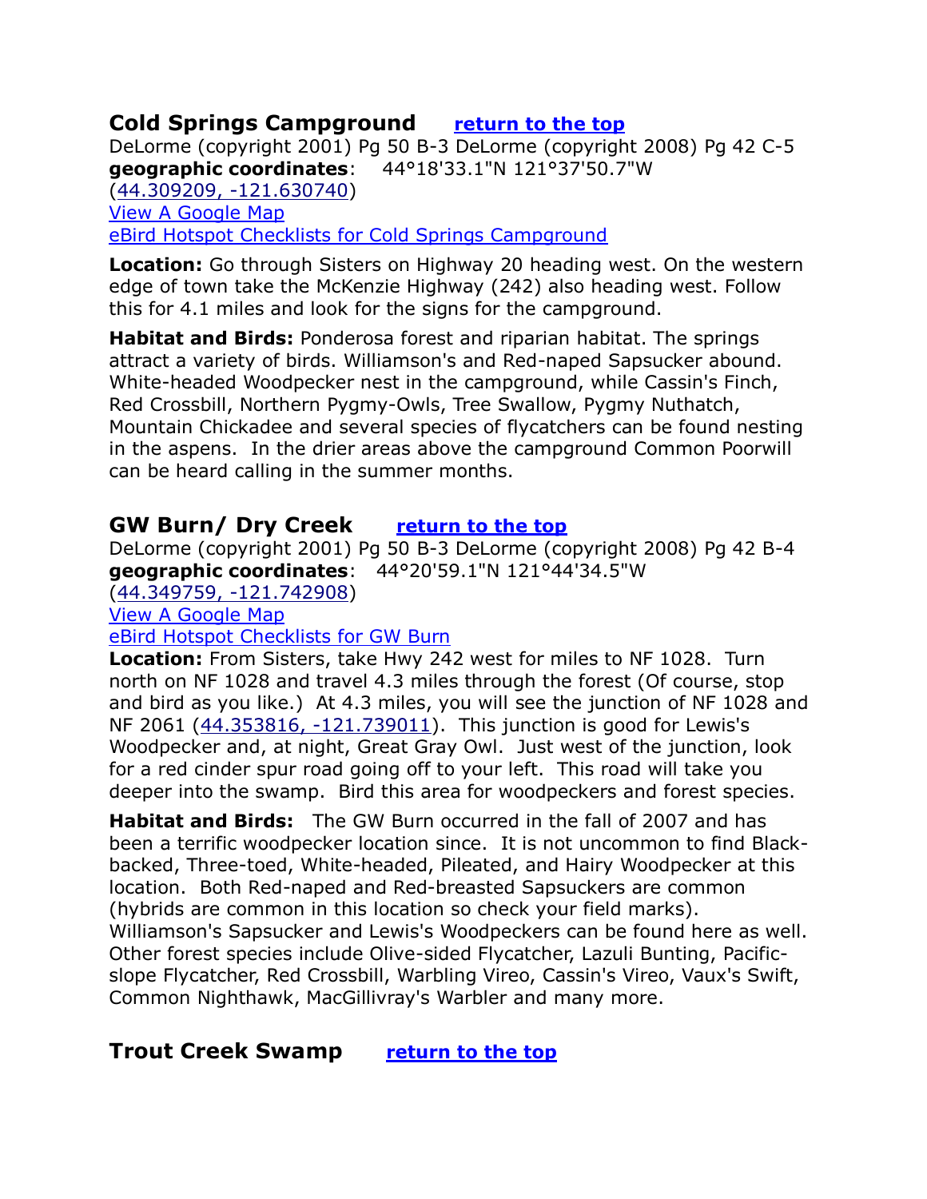## Cold Springs Campground    return to the top

DeLorme (copyright 2001) Pg 50 B-3 DeLorme (copyright 2008) Pg 42 C-5
**geographic coordinates**:  44°18'33.1"N 121°37'50.7"W
(44.309209, -121.630740)
View A Google Map
eBird Hotspot Checklists for Cold Springs Campground

**Location:** Go through Sisters on Highway 20 heading west. On the western edge of town take the McKenzie Highway (242) also heading west. Follow this for 4.1 miles and look for the signs for the campground.

**Habitat and Birds:** Ponderosa forest and riparian habitat. The springs attract a variety of birds. Williamson's and Red-naped Sapsucker abound. White-headed Woodpecker nest in the campground, while Cassin's Finch, Red Crossbill, Northern Pygmy-Owls, Tree Swallow, Pygmy Nuthatch, Mountain Chickadee and several species of flycatchers can be found nesting in the aspens. In the drier areas above the campground Common Poorwill can be heard calling in the summer months.

## GW Burn/ Dry Creek    return to the top

DeLorme (copyright 2001) Pg 50 B-3 DeLorme (copyright 2008) Pg 42 B-4
**geographic coordinates**:  44°20'59.1"N 121°44'34.5"W
(44.349759, -121.742908)
View A Google Map
eBird Hotspot Checklists for GW Burn

**Location:** From Sisters, take Hwy 242 west for miles to NF 1028. Turn north on NF 1028 and travel 4.3 miles through the forest (Of course, stop and bird as you like.) At 4.3 miles, you will see the junction of NF 1028 and NF 2061 (44.353816, -121.739011). This junction is good for Lewis's Woodpecker and, at night, Great Gray Owl. Just west of the junction, look for a red cinder spur road going off to your left. This road will take you deeper into the swamp. Bird this area for woodpeckers and forest species.

**Habitat and Birds:** The GW Burn occurred in the fall of 2007 and has been a terrific woodpecker location since. It is not uncommon to find Black-backed, Three-toed, White-headed, Pileated, and Hairy Woodpecker at this location. Both Red-naped and Red-breasted Sapsuckers are common (hybrids are common in this location so check your field marks). Williamson's Sapsucker and Lewis's Woodpeckers can be found here as well. Other forest species include Olive-sided Flycatcher, Lazuli Bunting, Pacific-slope Flycatcher, Red Crossbill, Warbling Vireo, Cassin's Vireo, Vaux's Swift, Common Nighthawk, MacGillivray's Warbler and many more.

## Trout Creek Swamp    return to the top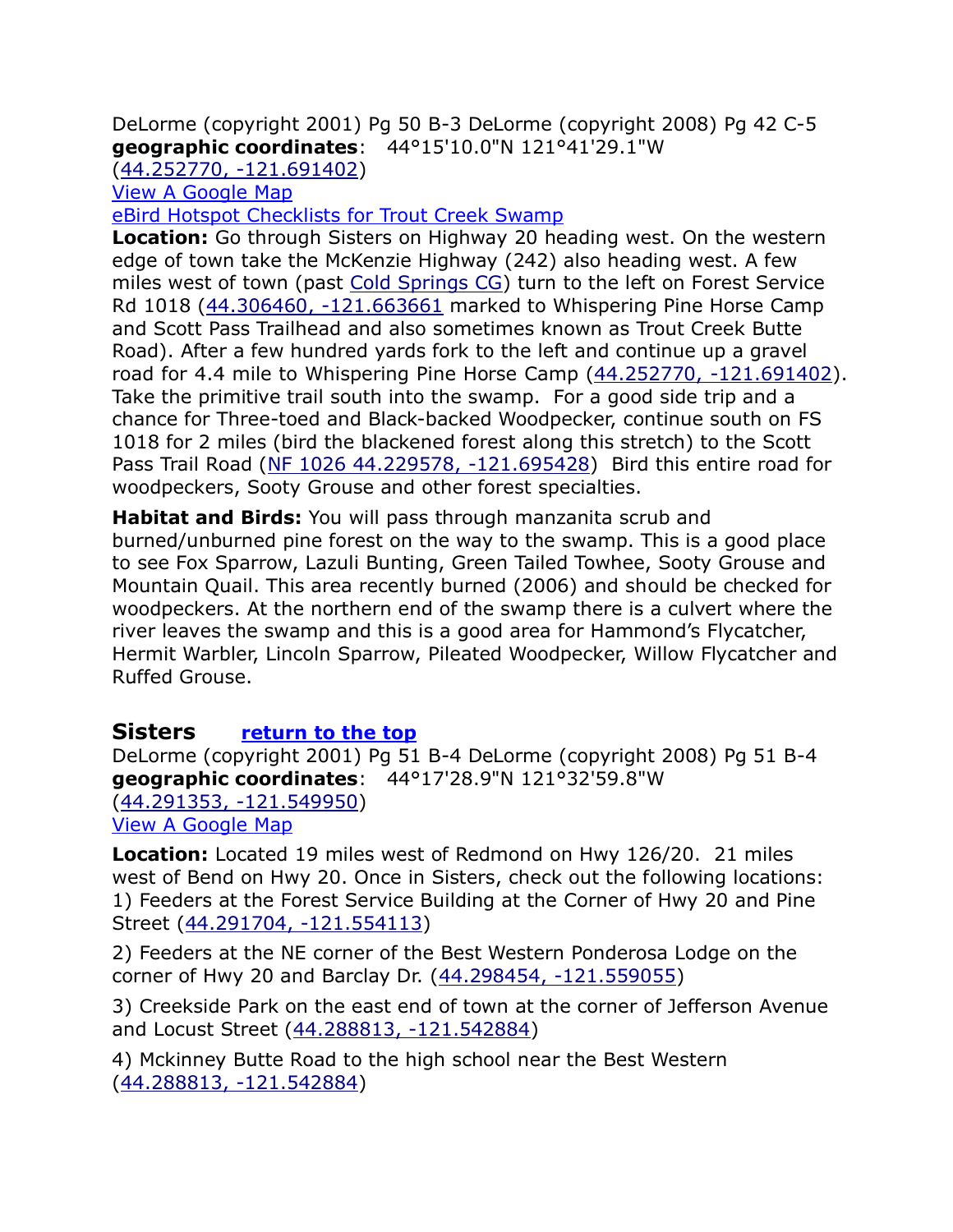DeLorme (copyright 2001) Pg 50 B-3 DeLorme (copyright 2008) Pg 42 C-5
**geographic coordinates**: 44°15'10.0"N 121°41'29.1"W
(44.252770, -121.691402)
View A Google Map
eBird Hotspot Checklists for Trout Creek Swamp

**Location:** Go through Sisters on Highway 20 heading west. On the western edge of town take the McKenzie Highway (242) also heading west. A few miles west of town (past Cold Springs CG) turn to the left on Forest Service Rd 1018 (44.306460, -121.663661 marked to Whispering Pine Horse Camp and Scott Pass Trailhead and also sometimes known as Trout Creek Butte Road). After a few hundred yards fork to the left and continue up a gravel road for 4.4 mile to Whispering Pine Horse Camp (44.252770, -121.691402). Take the primitive trail south into the swamp. For a good side trip and a chance for Three-toed and Black-backed Woodpecker, continue south on FS 1018 for 2 miles (bird the blackened forest along this stretch) to the Scott Pass Trail Road (NF 1026 44.229578, -121.695428) Bird this entire road for woodpeckers, Sooty Grouse and other forest specialties.

**Habitat and Birds:** You will pass through manzanita scrub and burned/unburned pine forest on the way to the swamp. This is a good place to see Fox Sparrow, Lazuli Bunting, Green Tailed Towhee, Sooty Grouse and Mountain Quail. This area recently burned (2006) and should be checked for woodpeckers. At the northern end of the swamp there is a culvert where the river leaves the swamp and this is a good area for Hammond's Flycatcher, Hermit Warbler, Lincoln Sparrow, Pileated Woodpecker, Willow Flycatcher and Ruffed Grouse.

## Sisters **return to the top**

DeLorme (copyright 2001) Pg 51 B-4 DeLorme (copyright 2008) Pg 51 B-4
**geographic coordinates**: 44°17'28.9"N 121°32'59.8"W
(44.291353, -121.549950)
View A Google Map

**Location:** Located 19 miles west of Redmond on Hwy 126/20. 21 miles west of Bend on Hwy 20. Once in Sisters, check out the following locations:
1) Feeders at the Forest Service Building at the Corner of Hwy 20 and Pine Street (44.291704, -121.554113)

2) Feeders at the NE corner of the Best Western Ponderosa Lodge on the corner of Hwy 20 and Barclay Dr. (44.298454, -121.559055)

3) Creekside Park on the east end of town at the corner of Jefferson Avenue and Locust Street (44.288813, -121.542884)

4) Mckinney Butte Road to the high school near the Best Western (44.288813, -121.542884)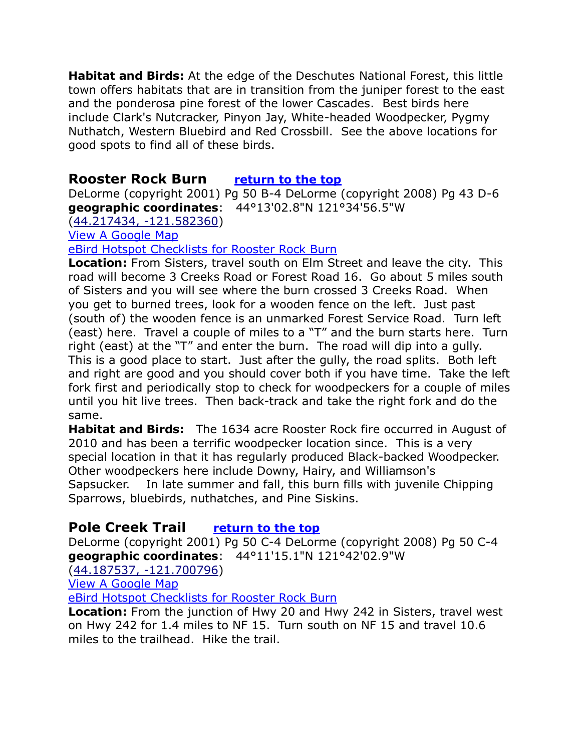**Habitat and Birds:** At the edge of the Deschutes National Forest, this little town offers habitats that are in transition from the juniper forest to the east and the ponderosa pine forest of the lower Cascades. Best birds here include Clark's Nutcracker, Pinyon Jay, White-headed Woodpecker, Pygmy Nuthatch, Western Bluebird and Red Crossbill. See the above locations for good spots to find all of these birds.

## Rooster Rock Burn [return to the top]

DeLorme (copyright 2001) Pg 50 B-4 DeLorme (copyright 2008) Pg 43 D-6
**geographic coordinates**: 44°13'02.8"N 121°34'56.5"W
(44.217434, -121.582360)
View A Google Map
eBird Hotspot Checklists for Rooster Rock Burn

**Location:** From Sisters, travel south on Elm Street and leave the city. This road will become 3 Creeks Road or Forest Road 16. Go about 5 miles south of Sisters and you will see where the burn crossed 3 Creeks Road. When you get to burned trees, look for a wooden fence on the left. Just past (south of) the wooden fence is an unmarked Forest Service Road. Turn left (east) here. Travel a couple of miles to a "T" and the burn starts here. Turn right (east) at the "T" and enter the burn. The road will dip into a gully. This is a good place to start. Just after the gully, the road splits. Both left and right are good and you should cover both if you have time. Take the left fork first and periodically stop to check for woodpeckers for a couple of miles until you hit live trees. Then back-track and take the right fork and do the same.

**Habitat and Birds:** The 1634 acre Rooster Rock fire occurred in August of 2010 and has been a terrific woodpecker location since. This is a very special location in that it has regularly produced Black-backed Woodpecker. Other woodpeckers here include Downy, Hairy, and Williamson's Sapsucker. In late summer and fall, this burn fills with juvenile Chipping Sparrows, bluebirds, nuthatches, and Pine Siskins.

## Pole Creek Trail [return to the top]

DeLorme (copyright 2001) Pg 50 C-4 DeLorme (copyright 2008) Pg 50 C-4
**geographic coordinates**: 44°11'15.1"N 121°42'02.9"W
(44.187537, -121.700796)
View A Google Map
eBird Hotspot Checklists for Rooster Rock Burn

**Location:** From the junction of Hwy 20 and Hwy 242 in Sisters, travel west on Hwy 242 for 1.4 miles to NF 15. Turn south on NF 15 and travel 10.6 miles to the trailhead. Hike the trail.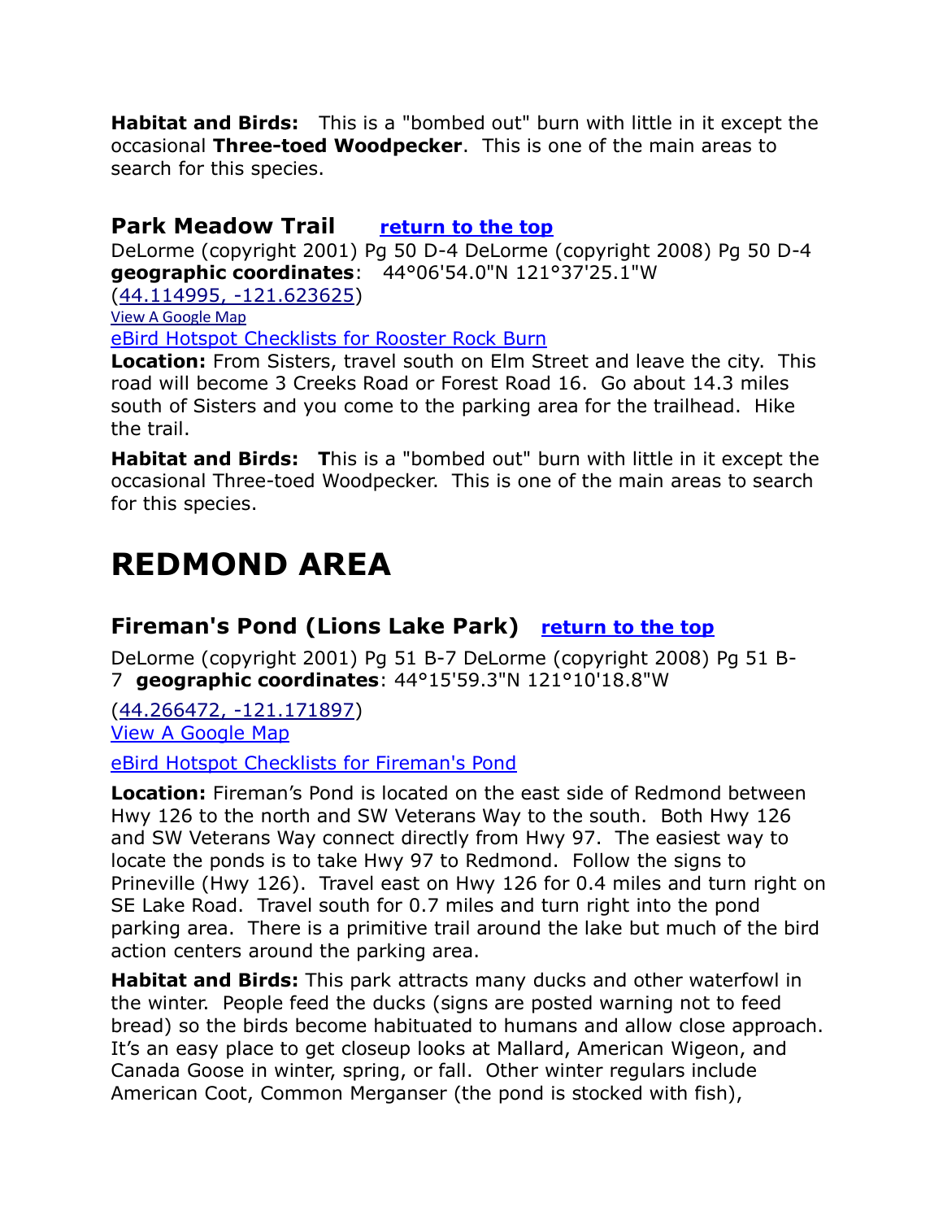**Habitat and Birds:** This is a "bombed out" burn with little in it except the occasional **Three-toed Woodpecker**. This is one of the main areas to search for this species.

### Park Meadow Trail [return to the top]

DeLorme (copyright 2001) Pg 50 D-4 DeLorme (copyright 2008) Pg 50 D-4
**geographic coordinates**: 44°06'54.0"N 121°37'25.1"W
(44.114995, -121.623625)
View A Google Map
eBird Hotspot Checklists for Rooster Rock Burn

**Location:** From Sisters, travel south on Elm Street and leave the city. This road will become 3 Creeks Road or Forest Road 16. Go about 14.3 miles south of Sisters and you come to the parking area for the trailhead. Hike the trail.

**Habitat and Birds:** **T**his is a "bombed out" burn with little in it except the occasional Three-toed Woodpecker. This is one of the main areas to search for this species.

# REDMOND AREA

### Fireman's Pond (Lions Lake Park) [return to the top]

DeLorme (copyright 2001) Pg 51 B-7 DeLorme (copyright 2008) Pg 51 B-7 **geographic coordinates**: 44°15'59.3"N 121°10'18.8"W

(44.266472, -121.171897)
View A Google Map

eBird Hotspot Checklists for Fireman's Pond

**Location:** Fireman's Pond is located on the east side of Redmond between Hwy 126 to the north and SW Veterans Way to the south. Both Hwy 126 and SW Veterans Way connect directly from Hwy 97. The easiest way to locate the ponds is to take Hwy 97 to Redmond. Follow the signs to Prineville (Hwy 126). Travel east on Hwy 126 for 0.4 miles and turn right on SE Lake Road. Travel south for 0.7 miles and turn right into the pond parking area. There is a primitive trail around the lake but much of the bird action centers around the parking area.

**Habitat and Birds:** This park attracts many ducks and other waterfowl in the winter. People feed the ducks (signs are posted warning not to feed bread) so the birds become habituated to humans and allow close approach. It's an easy place to get closeup looks at Mallard, American Wigeon, and Canada Goose in winter, spring, or fall. Other winter regulars include American Coot, Common Merganser (the pond is stocked with fish),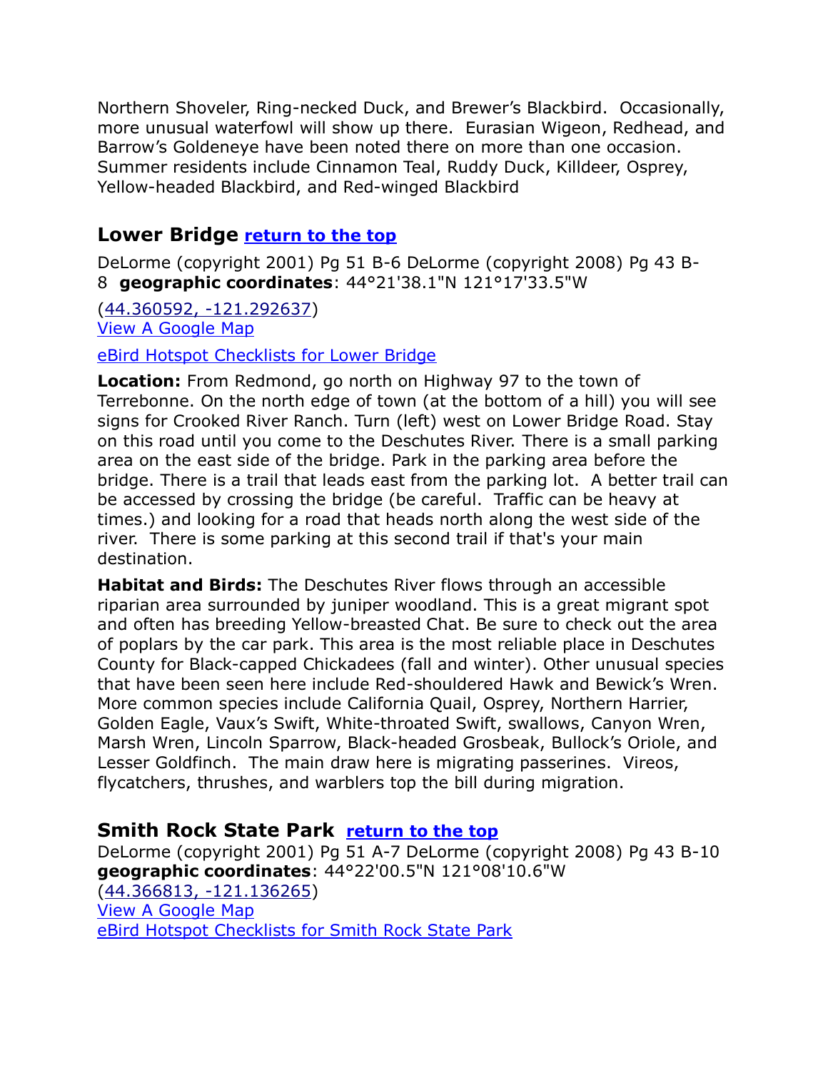Northern Shoveler, Ring-necked Duck, and Brewer's Blackbird. Occasionally, more unusual waterfowl will show up there. Eurasian Wigeon, Redhead, and Barrow's Goldeneye have been noted there on more than one occasion. Summer residents include Cinnamon Teal, Ruddy Duck, Killdeer, Osprey, Yellow-headed Blackbird, and Red-winged Blackbird

## Lower Bridge [return to the top]

DeLorme (copyright 2001) Pg 51 B-6 DeLorme (copyright 2008) Pg 43 B-8 **geographic coordinates**: 44°21'38.1"N 121°17'33.5"W

(44.360592, -121.292637)
View A Google Map

eBird Hotspot Checklists for Lower Bridge

**Location:** From Redmond, go north on Highway 97 to the town of Terrebonne. On the north edge of town (at the bottom of a hill) you will see signs for Crooked River Ranch. Turn (left) west on Lower Bridge Road. Stay on this road until you come to the Deschutes River. There is a small parking area on the east side of the bridge. Park in the parking area before the bridge. There is a trail that leads east from the parking lot. A better trail can be accessed by crossing the bridge (be careful. Traffic can be heavy at times.) and looking for a road that heads north along the west side of the river. There is some parking at this second trail if that's your main destination.

**Habitat and Birds:** The Deschutes River flows through an accessible riparian area surrounded by juniper woodland. This is a great migrant spot and often has breeding Yellow-breasted Chat. Be sure to check out the area of poplars by the car park. This area is the most reliable place in Deschutes County for Black-capped Chickadees (fall and winter). Other unusual species that have been seen here include Red-shouldered Hawk and Bewick's Wren. More common species include California Quail, Osprey, Northern Harrier, Golden Eagle, Vaux's Swift, White-throated Swift, swallows, Canyon Wren, Marsh Wren, Lincoln Sparrow, Black-headed Grosbeak, Bullock's Oriole, and Lesser Goldfinch. The main draw here is migrating passerines. Vireos, flycatchers, thrushes, and warblers top the bill during migration.

## Smith Rock State Park [return to the top]

DeLorme (copyright 2001) Pg 51 A-7 DeLorme (copyright 2008) Pg 43 B-10 **geographic coordinates**: 44°22'00.5"N 121°08'10.6"W
(44.366813, -121.136265)
View A Google Map
eBird Hotspot Checklists for Smith Rock State Park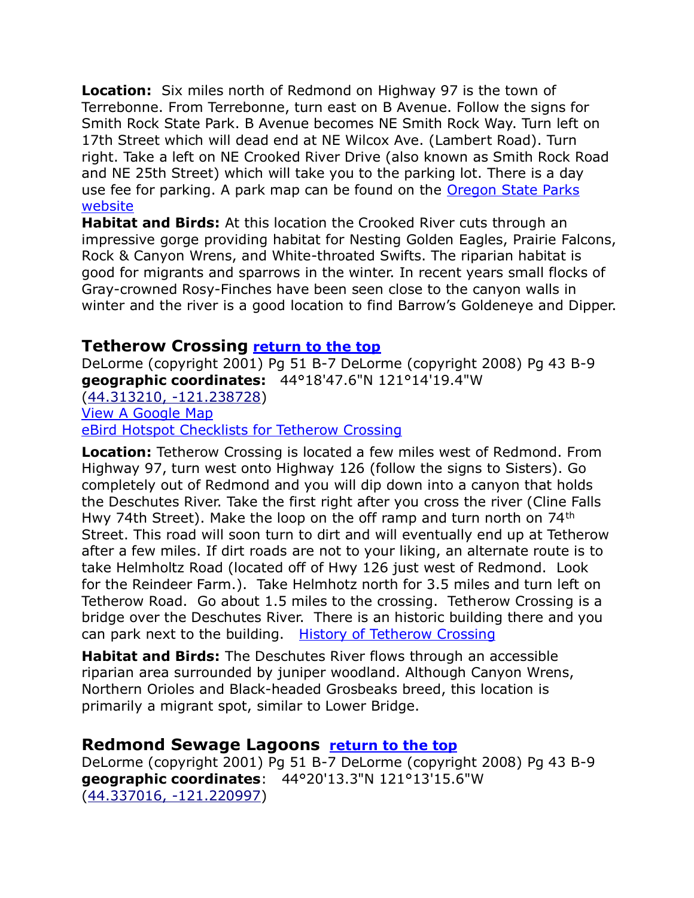**Location:** Six miles north of Redmond on Highway 97 is the town of Terrebonne. From Terrebonne, turn east on B Avenue. Follow the signs for Smith Rock State Park. B Avenue becomes NE Smith Rock Way. Turn left on 17th Street which will dead end at NE Wilcox Ave. (Lambert Road). Turn right. Take a left on NE Crooked River Drive (also known as Smith Rock Road and NE 25th Street) which will take you to the parking lot. There is a day use fee for parking. A park map can be found on the [Oregon State Parks website]()

**Habitat and Birds:** At this location the Crooked River cuts through an impressive gorge providing habitat for Nesting Golden Eagles, Prairie Falcons, Rock & Canyon Wrens, and White-throated Swifts. The riparian habitat is good for migrants and sparrows in the winter. In recent years small flocks of Gray-crowned Rosy-Finches have been seen close to the canyon walls in winter and the river is a good location to find Barrow's Goldeneye and Dipper.

## Tetherow Crossing [return to the top]()

DeLorme (copyright 2001) Pg 51 B-7 DeLorme (copyright 2008) Pg 43 B-9
**geographic coordinates:** 44°18'47.6"N 121°14'19.4"W
([44.313210, -121.238728]())
[View A Google Map]()
[eBird Hotspot Checklists for Tetherow Crossing]()

**Location:** Tetherow Crossing is located a few miles west of Redmond. From Highway 97, turn west onto Highway 126 (follow the signs to Sisters). Go completely out of Redmond and you will dip down into a canyon that holds the Deschutes River. Take the first right after you cross the river (Cline Falls Hwy 74th Street). Make the loop on the off ramp and turn north on 74th Street. This road will soon turn to dirt and will eventually end up at Tetherow after a few miles. If dirt roads are not to your liking, an alternate route is to take Helmholtz Road (located off of Hwy 126 just west of Redmond. Look for the Reindeer Farm.). Take Helmhotz north for 3.5 miles and turn left on Tetherow Road. Go about 1.5 miles to the crossing. Tetherow Crossing is a bridge over the Deschutes River. There is an historic building there and you can park next to the building. [History of Tetherow Crossing]()

**Habitat and Birds:** The Deschutes River flows through an accessible riparian area surrounded by juniper woodland. Although Canyon Wrens, Northern Orioles and Black-headed Grosbeaks breed, this location is primarily a migrant spot, similar to Lower Bridge.

## Redmond Sewage Lagoons [return to the top]()

DeLorme (copyright 2001) Pg 51 B-7 DeLorme (copyright 2008) Pg 43 B-9
**geographic coordinates**: 44°20'13.3"N 121°13'15.6"W
([44.337016, -121.220997]())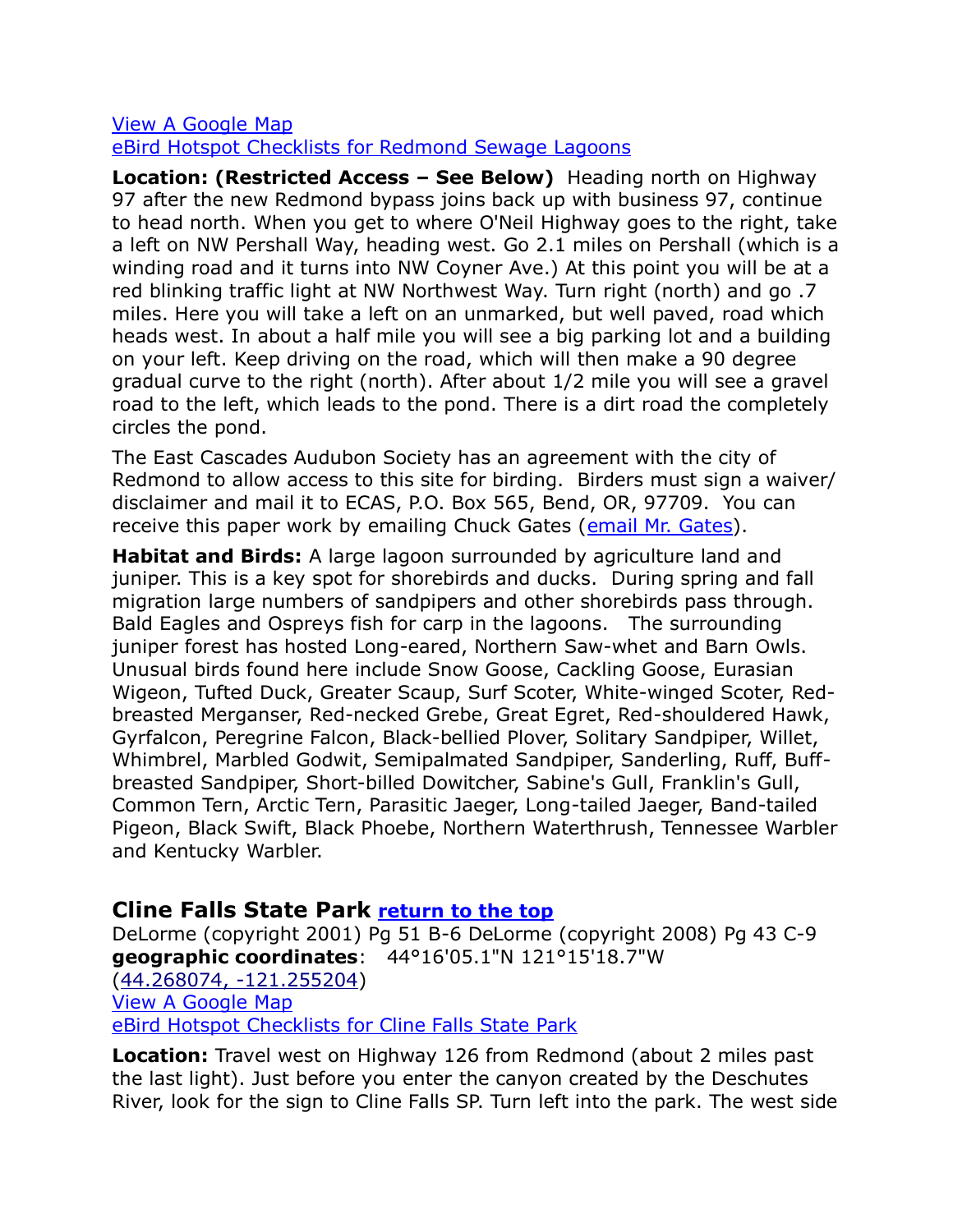View A Google Map
eBird Hotspot Checklists for Redmond Sewage Lagoons

**Location: (Restricted Access – See Below)** Heading north on Highway 97 after the new Redmond bypass joins back up with business 97, continue to head north. When you get to where O'Neil Highway goes to the right, take a left on NW Pershall Way, heading west. Go 2.1 miles on Pershall (which is a winding road and it turns into NW Coyner Ave.) At this point you will be at a red blinking traffic light at NW Northwest Way. Turn right (north) and go .7 miles. Here you will take a left on an unmarked, but well paved, road which heads west. In about a half mile you will see a big parking lot and a building on your left. Keep driving on the road, which will then make a 90 degree gradual curve to the right (north). After about 1/2 mile you will see a gravel road to the left, which leads to the pond. There is a dirt road the completely circles the pond.

The East Cascades Audubon Society has an agreement with the city of Redmond to allow access to this site for birding. Birders must sign a waiver/ disclaimer and mail it to ECAS, P.O. Box 565, Bend, OR, 97709. You can receive this paper work by emailing Chuck Gates (email Mr. Gates).

**Habitat and Birds:** A large lagoon surrounded by agriculture land and juniper. This is a key spot for shorebirds and ducks. During spring and fall migration large numbers of sandpipers and other shorebirds pass through. Bald Eagles and Ospreys fish for carp in the lagoons. The surrounding juniper forest has hosted Long-eared, Northern Saw-whet and Barn Owls. Unusual birds found here include Snow Goose, Cackling Goose, Eurasian Wigeon, Tufted Duck, Greater Scaup, Surf Scoter, White-winged Scoter, Red-breasted Merganser, Red-necked Grebe, Great Egret, Red-shouldered Hawk, Gyrfalcon, Peregrine Falcon, Black-bellied Plover, Solitary Sandpiper, Willet, Whimbrel, Marbled Godwit, Semipalmated Sandpiper, Sanderling, Ruff, Buff-breasted Sandpiper, Short-billed Dowitcher, Sabine's Gull, Franklin's Gull, Common Tern, Arctic Tern, Parasitic Jaeger, Long-tailed Jaeger, Band-tailed Pigeon, Black Swift, Black Phoebe, Northern Waterthrush, Tennessee Warbler and Kentucky Warbler.

## Cline Falls State Park **return to the top**

DeLorme (copyright 2001) Pg 51 B-6 DeLorme (copyright 2008) Pg 43 C-9
**geographic coordinates**: 44°16'05.1"N 121°15'18.7"W
(44.268074, -121.255204)
View A Google Map
eBird Hotspot Checklists for Cline Falls State Park

**Location:** Travel west on Highway 126 from Redmond (about 2 miles past the last light). Just before you enter the canyon created by the Deschutes River, look for the sign to Cline Falls SP. Turn left into the park. The west side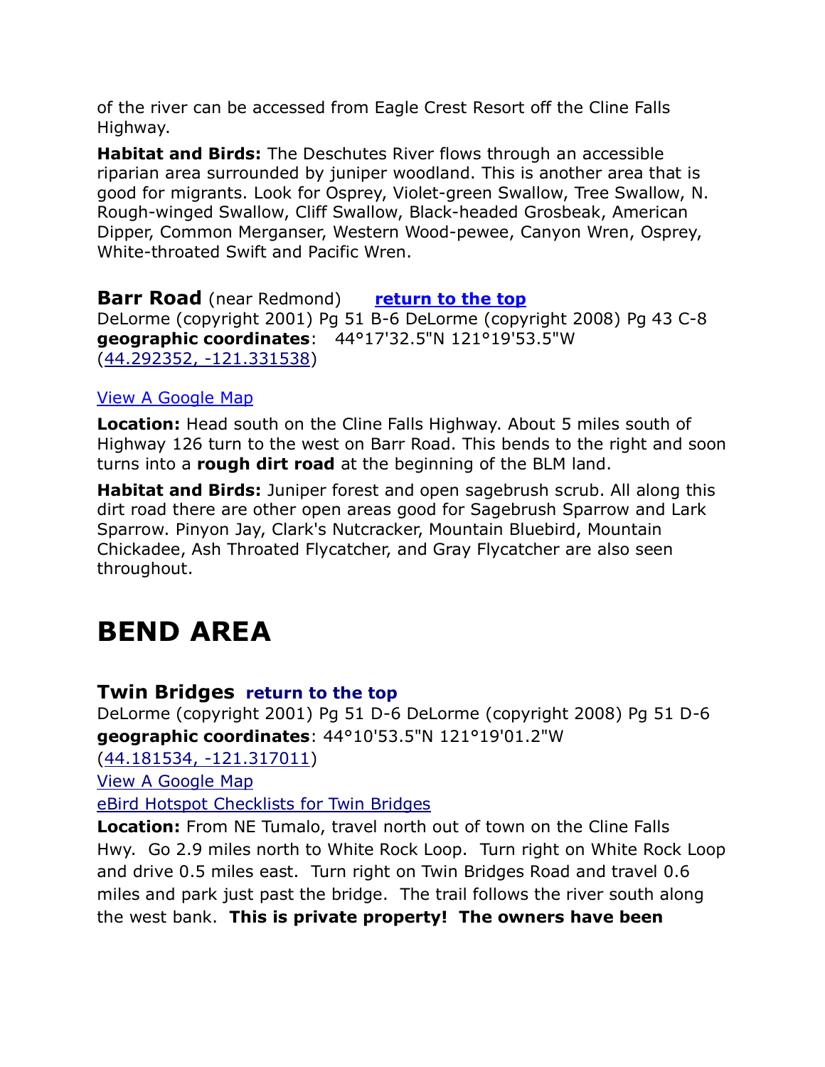of the river can be accessed from Eagle Crest Resort off the Cline Falls Highway.

**Habitat and Birds:** The Deschutes River flows through an accessible riparian area surrounded by juniper woodland. This is another area that is good for migrants. Look for Osprey, Violet-green Swallow, Tree Swallow, N. Rough-winged Swallow, Cliff Swallow, Black-headed Grosbeak, American Dipper, Common Merganser, Western Wood-pewee, Canyon Wren, Osprey, White-throated Swift and Pacific Wren.

### **Barr Road** (near Redmond) [return to the top]

DeLorme (copyright 2001) Pg 51 B-6 DeLorme (copyright 2008) Pg 43 C-8
**geographic coordinates**: 44°17'32.5"N 121°19'53.5"W
(44.292352, -121.331538)

View A Google Map

**Location:** Head south on the Cline Falls Highway. About 5 miles south of Highway 126 turn to the west on Barr Road. This bends to the right and soon turns into a **rough dirt road** at the beginning of the BLM land.

**Habitat and Birds:** Juniper forest and open sagebrush scrub. All along this dirt road there are other open areas good for Sagebrush Sparrow and Lark Sparrow. Pinyon Jay, Clark's Nutcracker, Mountain Bluebird, Mountain Chickadee, Ash Throated Flycatcher, and Gray Flycatcher are also seen throughout.

# BEND AREA

### Twin Bridges [return to the top]

DeLorme (copyright 2001) Pg 51 D-6 DeLorme (copyright 2008) Pg 51 D-6
**geographic coordinates**: 44°10'53.5"N 121°19'01.2"W
(44.181534, -121.317011)

View A Google Map

eBird Hotspot Checklists for Twin Bridges

**Location:** From NE Tumalo, travel north out of town on the Cline Falls Hwy. Go 2.9 miles north to White Rock Loop. Turn right on White Rock Loop and drive 0.5 miles east. Turn right on Twin Bridges Road and travel 0.6 miles and park just past the bridge. The trail follows the river south along the west bank. **This is private property! The owners have been**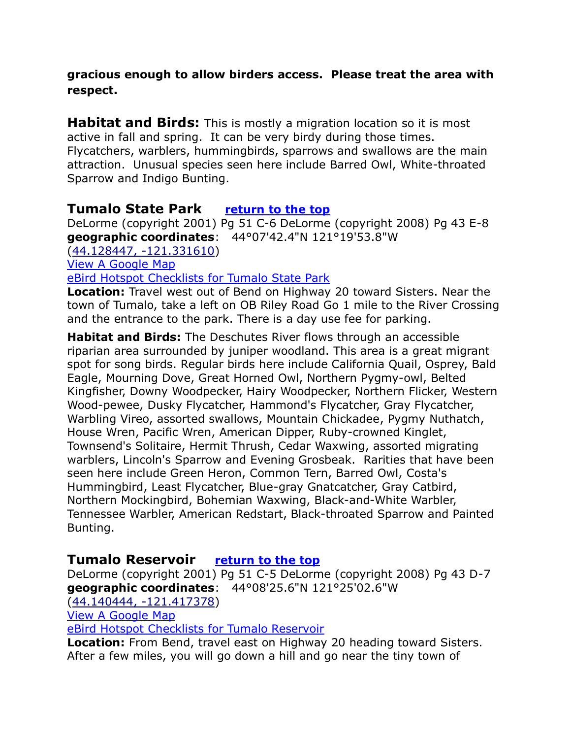**gracious enough to allow birders access. Please treat the area with respect.**

**Habitat and Birds:** This is mostly a migration location so it is most active in fall and spring. It can be very birdy during those times. Flycatchers, warblers, hummingbirds, sparrows and swallows are the main attraction. Unusual species seen here include Barred Owl, White-throated Sparrow and Indigo Bunting.

## Tumalo State Park [return to the top]

DeLorme (copyright 2001) Pg 51 C-6 DeLorme (copyright 2008) Pg 43 E-8
**geographic coordinates**: 44°07'42.4"N 121°19'53.8"W
(44.128447, -121.331610)
View A Google Map
eBird Hotspot Checklists for Tumalo State Park

**Location:** Travel west out of Bend on Highway 20 toward Sisters. Near the town of Tumalo, take a left on OB Riley Road Go 1 mile to the River Crossing and the entrance to the park. There is a day use fee for parking.

**Habitat and Birds:** The Deschutes River flows through an accessible riparian area surrounded by juniper woodland. This area is a great migrant spot for song birds. Regular birds here include California Quail, Osprey, Bald Eagle, Mourning Dove, Great Horned Owl, Northern Pygmy-owl, Belted Kingfisher, Downy Woodpecker, Hairy Woodpecker, Northern Flicker, Western Wood-pewee, Dusky Flycatcher, Hammond's Flycatcher, Gray Flycatcher, Warbling Vireo, assorted swallows, Mountain Chickadee, Pygmy Nuthatch, House Wren, Pacific Wren, American Dipper, Ruby-crowned Kinglet, Townsend's Solitaire, Hermit Thrush, Cedar Waxwing, assorted migrating warblers, Lincoln's Sparrow and Evening Grosbeak. Rarities that have been seen here include Green Heron, Common Tern, Barred Owl, Costa's Hummingbird, Least Flycatcher, Blue-gray Gnatcatcher, Gray Catbird, Northern Mockingbird, Bohemian Waxwing, Black-and-White Warbler, Tennessee Warbler, American Redstart, Black-throated Sparrow and Painted Bunting.

## Tumalo Reservoir [return to the top]

DeLorme (copyright 2001) Pg 51 C-5 DeLorme (copyright 2008) Pg 43 D-7
**geographic coordinates**: 44°08'25.6"N 121°25'02.6"W
(44.140444, -121.417378)
View A Google Map
eBird Hotspot Checklists for Tumalo Reservoir

**Location:** From Bend, travel east on Highway 20 heading toward Sisters. After a few miles, you will go down a hill and go near the tiny town of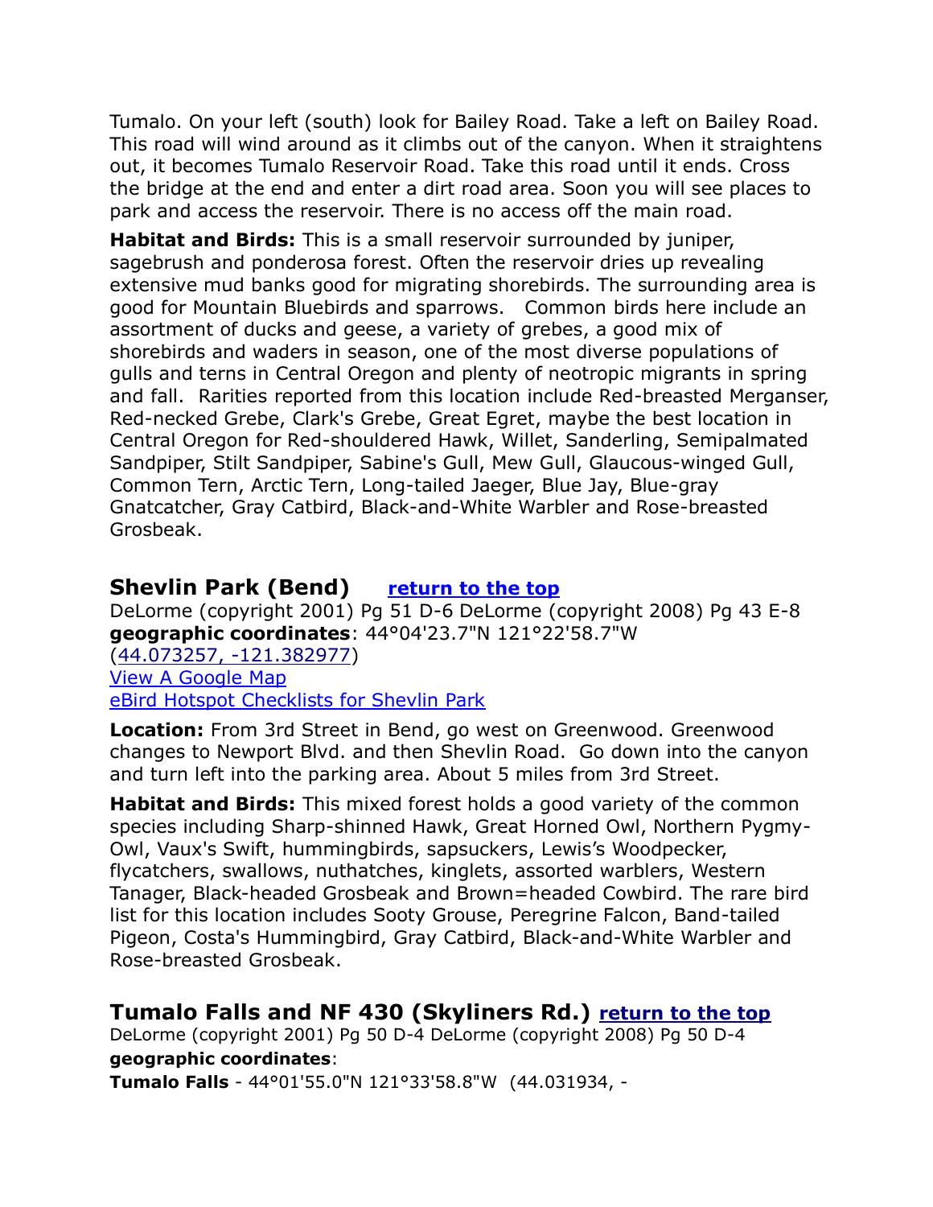Tumalo. On your left (south) look for Bailey Road. Take a left on Bailey Road. This road will wind around as it climbs out of the canyon. When it straightens out, it becomes Tumalo Reservoir Road. Take this road until it ends. Cross the bridge at the end and enter a dirt road area. Soon you will see places to park and access the reservoir. There is no access off the main road.

**Habitat and Birds:** This is a small reservoir surrounded by juniper, sagebrush and ponderosa forest. Often the reservoir dries up revealing extensive mud banks good for migrating shorebirds. The surrounding area is good for Mountain Bluebirds and sparrows. Common birds here include an assortment of ducks and geese, a variety of grebes, a good mix of shorebirds and waders in season, one of the most diverse populations of gulls and terns in Central Oregon and plenty of neotropic migrants in spring and fall. Rarities reported from this location include Red-breasted Merganser, Red-necked Grebe, Clark's Grebe, Great Egret, maybe the best location in Central Oregon for Red-shouldered Hawk, Willet, Sanderling, Semipalmated Sandpiper, Stilt Sandpiper, Sabine's Gull, Mew Gull, Glaucous-winged Gull, Common Tern, Arctic Tern, Long-tailed Jaeger, Blue Jay, Blue-gray Gnatcatcher, Gray Catbird, Black-and-White Warbler and Rose-breasted Grosbeak.

## Shevlin Park (Bend) [return to the top]

DeLorme (copyright 2001) Pg 51 D-6 DeLorme (copyright 2008) Pg 43 E-8
**geographic coordinates**: 44°04'23.7"N 121°22'58.7"W
(44.073257, -121.382977)
View A Google Map
eBird Hotspot Checklists for Shevlin Park

**Location:** From 3rd Street in Bend, go west on Greenwood. Greenwood changes to Newport Blvd. and then Shevlin Road. Go down into the canyon and turn left into the parking area. About 5 miles from 3rd Street.

**Habitat and Birds:** This mixed forest holds a good variety of the common species including Sharp-shinned Hawk, Great Horned Owl, Northern Pygmy-Owl, Vaux's Swift, hummingbirds, sapsuckers, Lewis's Woodpecker, flycatchers, swallows, nuthatches, kinglets, assorted warblers, Western Tanager, Black-headed Grosbeak and Brown=headed Cowbird. The rare bird list for this location includes Sooty Grouse, Peregrine Falcon, Band-tailed Pigeon, Costa's Hummingbird, Gray Catbird, Black-and-White Warbler and Rose-breasted Grosbeak.

## Tumalo Falls and NF 430 (Skyliners Rd.) [return to the top]

DeLorme (copyright 2001) Pg 50 D-4 DeLorme (copyright 2008) Pg 50 D-4
**geographic coordinates**:
**Tumalo Falls** - 44°01'55.0"N 121°33'58.8"W (44.031934, -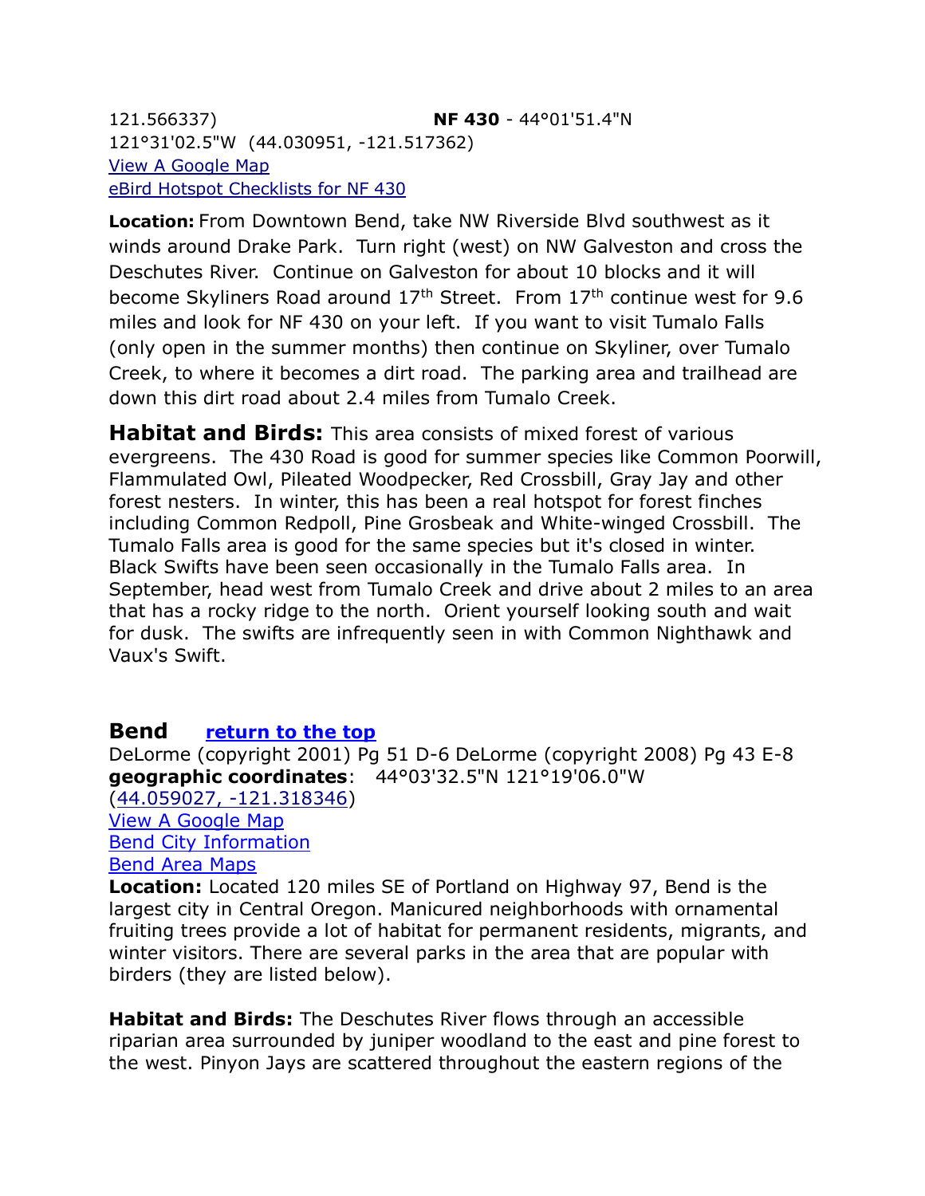121.566337) **NF 430** - 44°01'51.4"N 121°31'02.5"W (44.030951, -121.517362)
View A Google Map
eBird Hotspot Checklists for NF 430

**Location:** From Downtown Bend, take NW Riverside Blvd southwest as it winds around Drake Park. Turn right (west) on NW Galveston and cross the Deschutes River. Continue on Galveston for about 10 blocks and it will become Skyliners Road around 17th Street. From 17th continue west for 9.6 miles and look for NF 430 on your left. If you want to visit Tumalo Falls (only open in the summer months) then continue on Skyliner, over Tumalo Creek, to where it becomes a dirt road. The parking area and trailhead are down this dirt road about 2.4 miles from Tumalo Creek.

**Habitat and Birds:** This area consists of mixed forest of various evergreens. The 430 Road is good for summer species like Common Poorwill, Flammulated Owl, Pileated Woodpecker, Red Crossbill, Gray Jay and other forest nesters. In winter, this has been a real hotspot for forest finches including Common Redpoll, Pine Grosbeak and White-winged Crossbill. The Tumalo Falls area is good for the same species but it's closed in winter. Black Swifts have been seen occasionally in the Tumalo Falls area. In September, head west from Tumalo Creek and drive about 2 miles to an area that has a rocky ridge to the north. Orient yourself looking south and wait for dusk. The swifts are infrequently seen in with Common Nighthawk and Vaux's Swift.

## Bend return to the top

DeLorme (copyright 2001) Pg 51 D-6 DeLorme (copyright 2008) Pg 43 E-8
**geographic coordinates**: 44°03'32.5"N 121°19'06.0"W (44.059027, -121.318346)
View A Google Map
Bend City Information
Bend Area Maps

**Location:** Located 120 miles SE of Portland on Highway 97, Bend is the largest city in Central Oregon. Manicured neighborhoods with ornamental fruiting trees provide a lot of habitat for permanent residents, migrants, and winter visitors. There are several parks in the area that are popular with birders (they are listed below).

**Habitat and Birds:** The Deschutes River flows through an accessible riparian area surrounded by juniper woodland to the east and pine forest to the west. Pinyon Jays are scattered throughout the eastern regions of the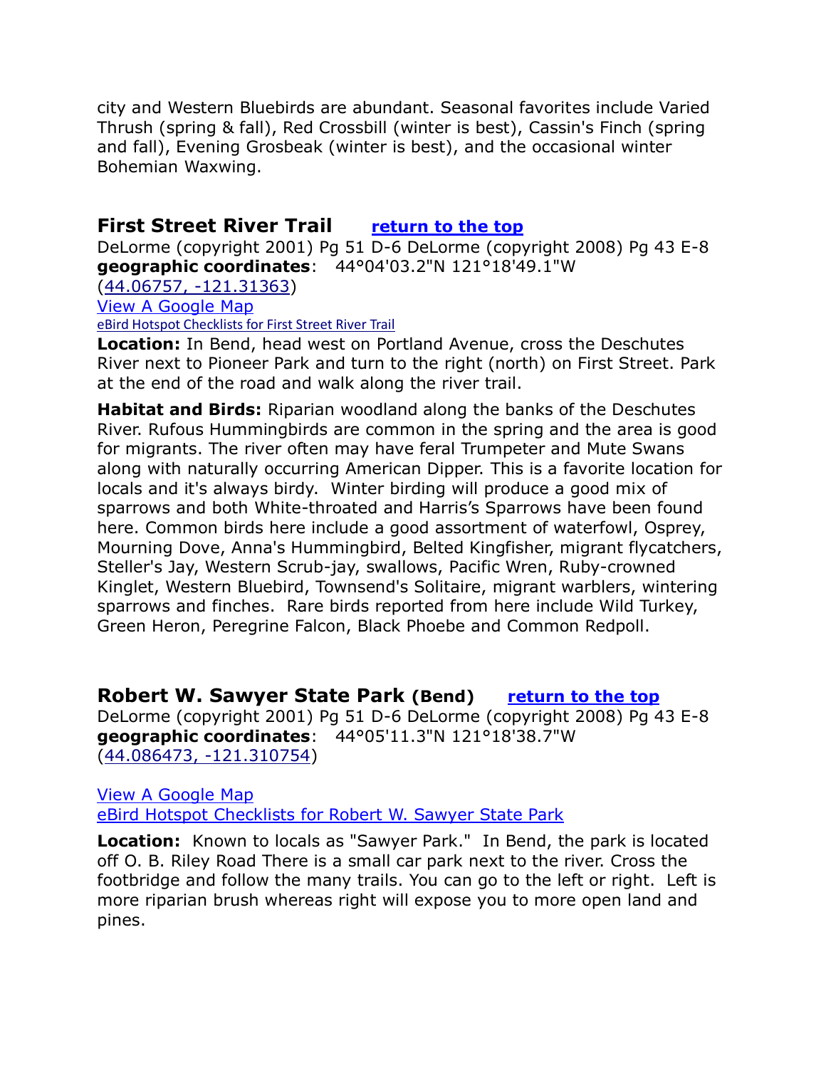city and Western Bluebirds are abundant. Seasonal favorites include Varied Thrush (spring & fall), Red Crossbill (winter is best), Cassin's Finch (spring and fall), Evening Grosbeak (winter is best), and the occasional winter Bohemian Waxwing.

## First Street River Trail [return to the top]

DeLorme (copyright 2001) Pg 51 D-6 DeLorme (copyright 2008) Pg 43 E-8
**geographic coordinates**: 44°04'03.2"N 121°18'49.1"W
(44.06757, -121.31363)
View A Google Map
eBird Hotspot Checklists for First Street River Trail

**Location:** In Bend, head west on Portland Avenue, cross the Deschutes River next to Pioneer Park and turn to the right (north) on First Street. Park at the end of the road and walk along the river trail.

**Habitat and Birds:** Riparian woodland along the banks of the Deschutes River. Rufous Hummingbirds are common in the spring and the area is good for migrants. The river often may have feral Trumpeter and Mute Swans along with naturally occurring American Dipper. This is a favorite location for locals and it's always birdy. Winter birding will produce a good mix of sparrows and both White-throated and Harris's Sparrows have been found here. Common birds here include a good assortment of waterfowl, Osprey, Mourning Dove, Anna's Hummingbird, Belted Kingfisher, migrant flycatchers, Steller's Jay, Western Scrub-jay, swallows, Pacific Wren, Ruby-crowned Kinglet, Western Bluebird, Townsend's Solitaire, migrant warblers, wintering sparrows and finches. Rare birds reported from here include Wild Turkey, Green Heron, Peregrine Falcon, Black Phoebe and Common Redpoll.

## Robert W. Sawyer State Park (Bend) [return to the top]

DeLorme (copyright 2001) Pg 51 D-6 DeLorme (copyright 2008) Pg 43 E-8
**geographic coordinates**: 44°05'11.3"N 121°18'38.7"W
(44.086473, -121.310754)

View A Google Map
eBird Hotspot Checklists for Robert W. Sawyer State Park

**Location:** Known to locals as "Sawyer Park." In Bend, the park is located off O. B. Riley Road There is a small car park next to the river. Cross the footbridge and follow the many trails. You can go to the left or right. Left is more riparian brush whereas right will expose you to more open land and pines.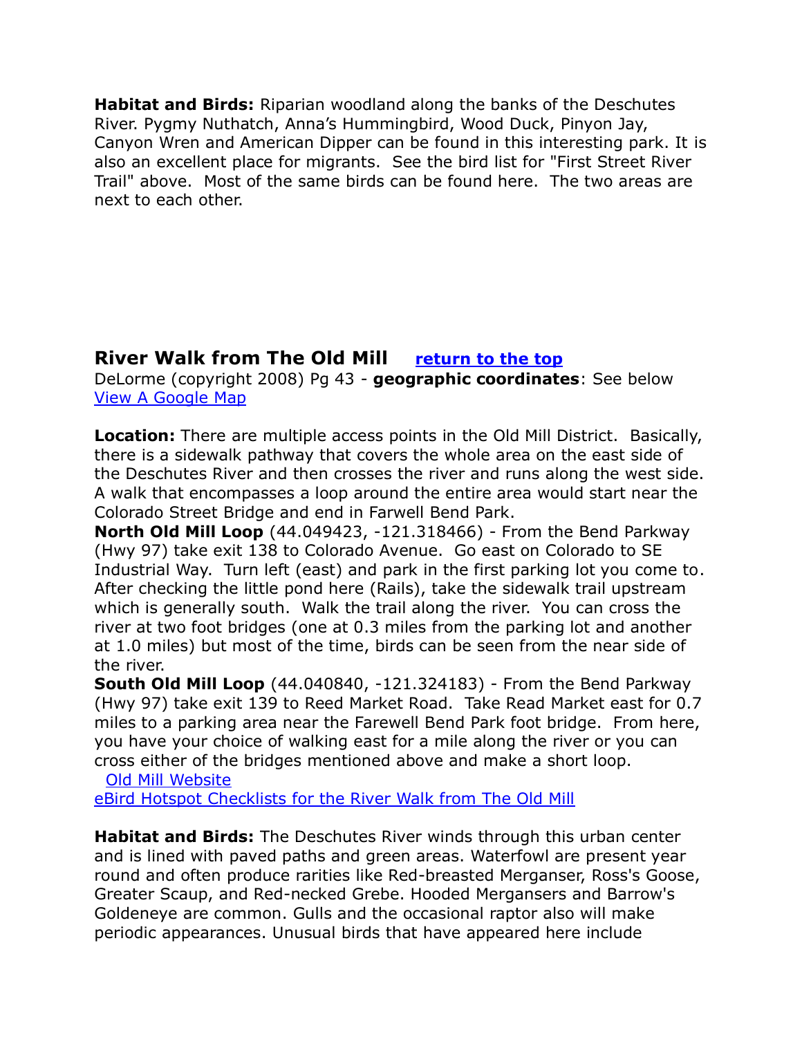**Habitat and Birds:** Riparian woodland along the banks of the Deschutes River. Pygmy Nuthatch, Anna's Hummingbird, Wood Duck, Pinyon Jay, Canyon Wren and American Dipper can be found in this interesting park. It is also an excellent place for migrants. See the bird list for "First Street River Trail" above. Most of the same birds can be found here. The two areas are next to each other.

## River Walk from The Old Mill [return to the top]

DeLorme (copyright 2008) Pg 43 - **geographic coordinates**: See below
View A Google Map

**Location:** There are multiple access points in the Old Mill District. Basically, there is a sidewalk pathway that covers the whole area on the east side of the Deschutes River and then crosses the river and runs along the west side. A walk that encompasses a loop around the entire area would start near the Colorado Street Bridge and end in Farwell Bend Park.

**North Old Mill Loop** (44.049423, -121.318466) - From the Bend Parkway (Hwy 97) take exit 138 to Colorado Avenue. Go east on Colorado to SE Industrial Way. Turn left (east) and park in the first parking lot you come to. After checking the little pond here (Rails), take the sidewalk trail upstream which is generally south. Walk the trail along the river. You can cross the river at two foot bridges (one at 0.3 miles from the parking lot and another at 1.0 miles) but most of the time, birds can be seen from the near side of the river.

**South Old Mill Loop** (44.040840, -121.324183) - From the Bend Parkway (Hwy 97) take exit 139 to Reed Market Road. Take Read Market east for 0.7 miles to a parking area near the Farewell Bend Park foot bridge. From here, you have your choice of walking east for a mile along the river or you can cross either of the bridges mentioned above and make a short loop.

Old Mill Website

eBird Hotspot Checklists for the River Walk from The Old Mill

**Habitat and Birds:** The Deschutes River winds through this urban center and is lined with paved paths and green areas. Waterfowl are present year round and often produce rarities like Red-breasted Merganser, Ross's Goose, Greater Scaup, and Red-necked Grebe. Hooded Mergansers and Barrow's Goldeneye are common. Gulls and the occasional raptor also will make periodic appearances. Unusual birds that have appeared here include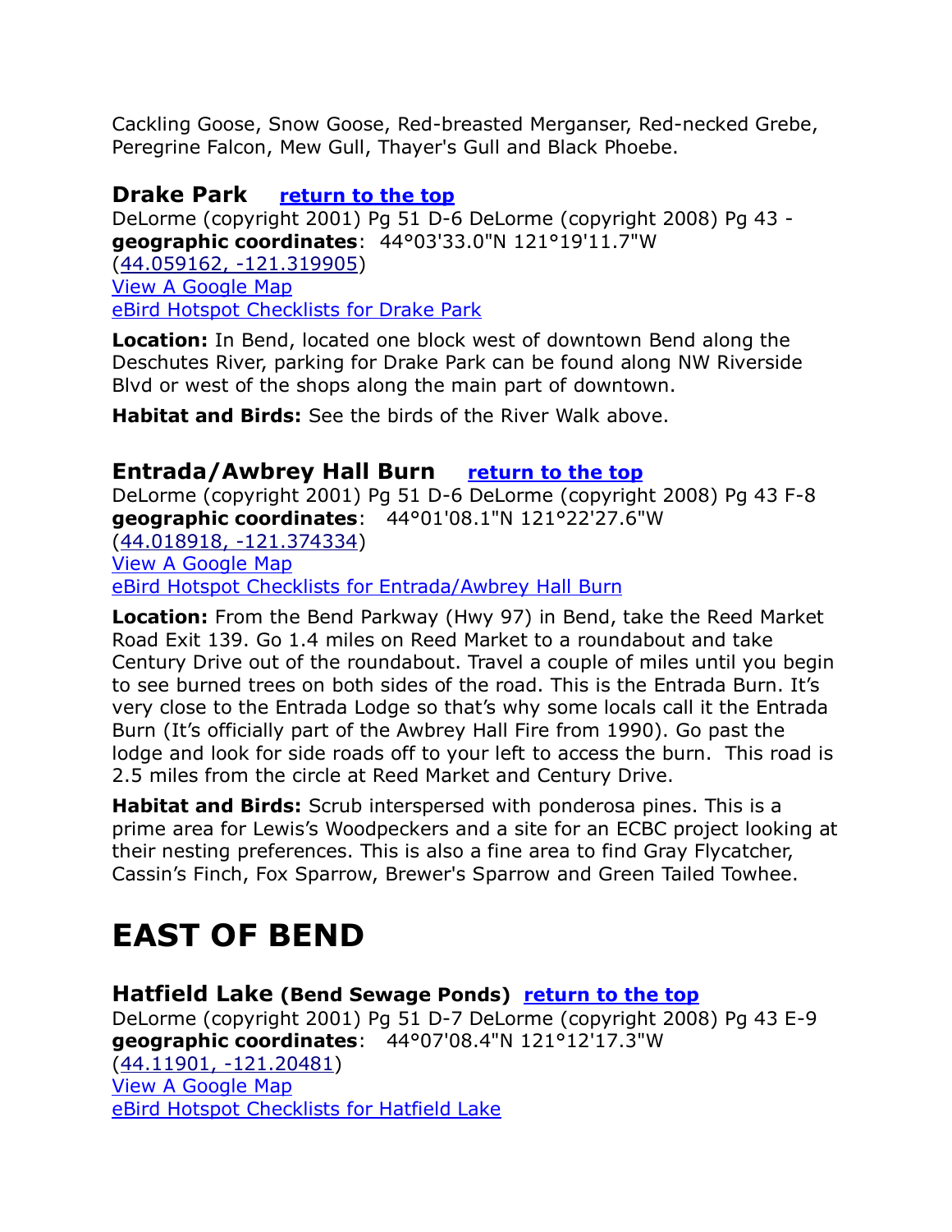Cackling Goose, Snow Goose, Red-breasted Merganser, Red-necked Grebe, Peregrine Falcon, Mew Gull, Thayer's Gull and Black Phoebe.

### Drake Park [return to the top]

DeLorme (copyright 2001) Pg 51 D-6 DeLorme (copyright 2008) Pg 43 -
**geographic coordinates**: 44°03'33.0"N 121°19'11.7"W
(44.059162, -121.319905)
View A Google Map
eBird Hotspot Checklists for Drake Park

**Location:** In Bend, located one block west of downtown Bend along the Deschutes River, parking for Drake Park can be found along NW Riverside Blvd or west of the shops along the main part of downtown.

**Habitat and Birds:** See the birds of the River Walk above.

### Entrada/Awbrey Hall Burn [return to the top]

DeLorme (copyright 2001) Pg 51 D-6 DeLorme (copyright 2008) Pg 43 F-8
**geographic coordinates**: 44°01'08.1"N 121°22'27.6"W
(44.018918, -121.374334)
View A Google Map
eBird Hotspot Checklists for Entrada/Awbrey Hall Burn

**Location:** From the Bend Parkway (Hwy 97) in Bend, take the Reed Market Road Exit 139. Go 1.4 miles on Reed Market to a roundabout and take Century Drive out of the roundabout. Travel a couple of miles until you begin to see burned trees on both sides of the road. This is the Entrada Burn. It’s very close to the Entrada Lodge so that’s why some locals call it the Entrada Burn (It’s officially part of the Awbrey Hall Fire from 1990). Go past the lodge and look for side roads off to your left to access the burn. This road is 2.5 miles from the circle at Reed Market and Century Drive.

**Habitat and Birds:** Scrub interspersed with ponderosa pines. This is a prime area for Lewis’s Woodpeckers and a site for an ECBC project looking at their nesting preferences. This is also a fine area to find Gray Flycatcher, Cassin’s Finch, Fox Sparrow, Brewer's Sparrow and Green Tailed Towhee.

# EAST OF BEND

### Hatfield Lake (Bend Sewage Ponds) [return to the top]

DeLorme (copyright 2001) Pg 51 D-7 DeLorme (copyright 2008) Pg 43 E-9
**geographic coordinates**: 44°07'08.4"N 121°12'17.3"W
(44.11901, -121.20481)
View A Google Map
eBird Hotspot Checklists for Hatfield Lake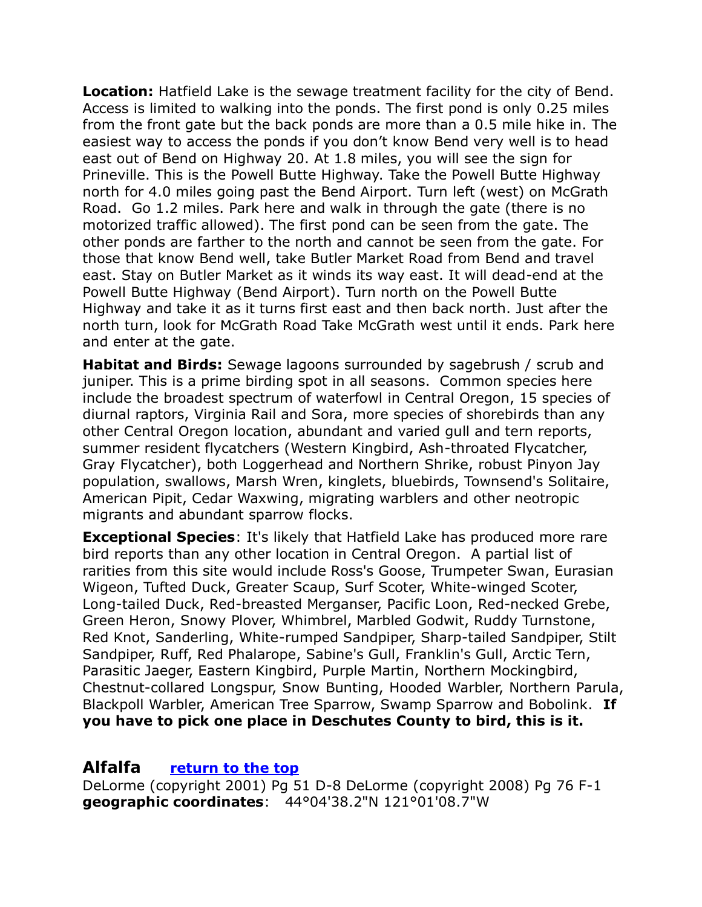**Location:** Hatfield Lake is the sewage treatment facility for the city of Bend. Access is limited to walking into the ponds. The first pond is only 0.25 miles from the front gate but the back ponds are more than a 0.5 mile hike in. The easiest way to access the ponds if you don't know Bend very well is to head east out of Bend on Highway 20. At 1.8 miles, you will see the sign for Prineville. This is the Powell Butte Highway. Take the Powell Butte Highway north for 4.0 miles going past the Bend Airport. Turn left (west) on McGrath Road. Go 1.2 miles. Park here and walk in through the gate (there is no motorized traffic allowed). The first pond can be seen from the gate. The other ponds are farther to the north and cannot be seen from the gate. For those that know Bend well, take Butler Market Road from Bend and travel east. Stay on Butler Market as it winds its way east. It will dead-end at the Powell Butte Highway (Bend Airport). Turn north on the Powell Butte Highway and take it as it turns first east and then back north. Just after the north turn, look for McGrath Road Take McGrath west until it ends. Park here and enter at the gate.

**Habitat and Birds:** Sewage lagoons surrounded by sagebrush / scrub and juniper. This is a prime birding spot in all seasons. Common species here include the broadest spectrum of waterfowl in Central Oregon, 15 species of diurnal raptors, Virginia Rail and Sora, more species of shorebirds than any other Central Oregon location, abundant and varied gull and tern reports, summer resident flycatchers (Western Kingbird, Ash-throated Flycatcher, Gray Flycatcher), both Loggerhead and Northern Shrike, robust Pinyon Jay population, swallows, Marsh Wren, kinglets, bluebirds, Townsend's Solitaire, American Pipit, Cedar Waxwing, migrating warblers and other neotropic migrants and abundant sparrow flocks.

**Exceptional Species**: It's likely that Hatfield Lake has produced more rare bird reports than any other location in Central Oregon. A partial list of rarities from this site would include Ross's Goose, Trumpeter Swan, Eurasian Wigeon, Tufted Duck, Greater Scaup, Surf Scoter, White-winged Scoter, Long-tailed Duck, Red-breasted Merganser, Pacific Loon, Red-necked Grebe, Green Heron, Snowy Plover, Whimbrel, Marbled Godwit, Ruddy Turnstone, Red Knot, Sanderling, White-rumped Sandpiper, Sharp-tailed Sandpiper, Stilt Sandpiper, Ruff, Red Phalarope, Sabine's Gull, Franklin's Gull, Arctic Tern, Parasitic Jaeger, Eastern Kingbird, Purple Martin, Northern Mockingbird, Chestnut-collared Longspur, Snow Bunting, Hooded Warbler, Northern Parula, Blackpoll Warbler, American Tree Sparrow, Swamp Sparrow and Bobolink. **If you have to pick one place in Deschutes County to bird, this is it.**

## Alfalfa [return to the top]

DeLorme (copyright 2001) Pg 51 D-8 DeLorme (copyright 2008) Pg 76 F-1
**geographic coordinates**: 44°04'38.2"N 121°01'08.7"W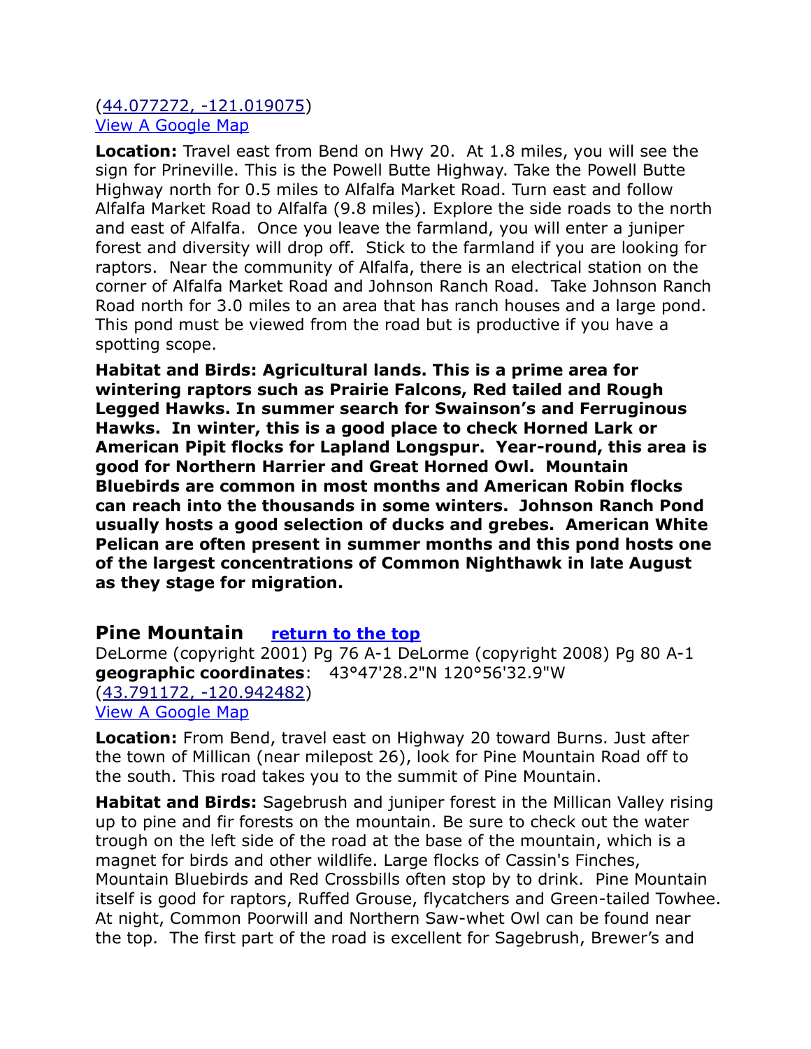(44.077272, -121.019075)
View A Google Map

**Location:** Travel east from Bend on Hwy 20. At 1.8 miles, you will see the sign for Prineville. This is the Powell Butte Highway. Take the Powell Butte Highway north for 0.5 miles to Alfalfa Market Road. Turn east and follow Alfalfa Market Road to Alfalfa (9.8 miles). Explore the side roads to the north and east of Alfalfa. Once you leave the farmland, you will enter a juniper forest and diversity will drop off. Stick to the farmland if you are looking for raptors. Near the community of Alfalfa, there is an electrical station on the corner of Alfalfa Market Road and Johnson Ranch Road. Take Johnson Ranch Road north for 3.0 miles to an area that has ranch houses and a large pond. This pond must be viewed from the road but is productive if you have a spotting scope.

**Habitat and Birds: Agricultural lands. This is a prime area for wintering raptors such as Prairie Falcons, Red tailed and Rough Legged Hawks. In summer search for Swainson's and Ferruginous Hawks. In winter, this is a good place to check Horned Lark or American Pipit flocks for Lapland Longspur. Year-round, this area is good for Northern Harrier and Great Horned Owl. Mountain Bluebirds are common in most months and American Robin flocks can reach into the thousands in some winters. Johnson Ranch Pond usually hosts a good selection of ducks and grebes. American White Pelican are often present in summer months and this pond hosts one of the largest concentrations of Common Nighthawk in late August as they stage for migration.**

## Pine Mountain [return to the top]

DeLorme (copyright 2001) Pg 76 A-1 DeLorme (copyright 2008) Pg 80 A-1
**geographic coordinates**: 43°47'28.2"N 120°56'32.9"W
(43.791172, -120.942482)
View A Google Map

**Location:** From Bend, travel east on Highway 20 toward Burns. Just after the town of Millican (near milepost 26), look for Pine Mountain Road off to the south. This road takes you to the summit of Pine Mountain.

**Habitat and Birds:** Sagebrush and juniper forest in the Millican Valley rising up to pine and fir forests on the mountain. Be sure to check out the water trough on the left side of the road at the base of the mountain, which is a magnet for birds and other wildlife. Large flocks of Cassin's Finches, Mountain Bluebirds and Red Crossbills often stop by to drink. Pine Mountain itself is good for raptors, Ruffed Grouse, flycatchers and Green-tailed Towhee. At night, Common Poorwill and Northern Saw-whet Owl can be found near the top. The first part of the road is excellent for Sagebrush, Brewer's and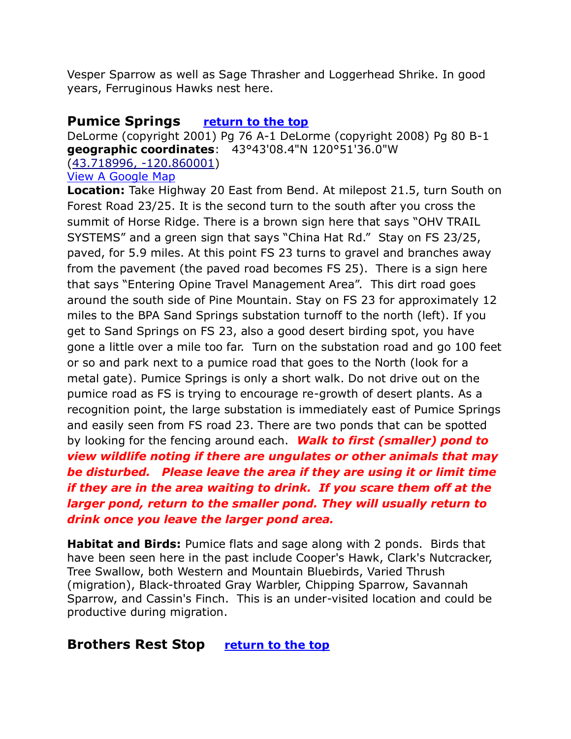Vesper Sparrow as well as Sage Thrasher and Loggerhead Shrike. In good years, Ferruginous Hawks nest here.

## Pumice Springs [return to the top]

DeLorme (copyright 2001) Pg 76 A-1 DeLorme (copyright 2008) Pg 80 B-1
**geographic coordinates**: 43°43'08.4"N 120°51'36.0"W
(43.718996, -120.860001)
View A Google Map

**Location:** Take Highway 20 East from Bend. At milepost 21.5, turn South on Forest Road 23/25. It is the second turn to the south after you cross the summit of Horse Ridge. There is a brown sign here that says "OHV TRAIL SYSTEMS" and a green sign that says "China Hat Rd." Stay on FS 23/25, paved, for 5.9 miles. At this point FS 23 turns to gravel and branches away from the pavement (the paved road becomes FS 25). There is a sign here that says "Entering Opine Travel Management Area". This dirt road goes around the south side of Pine Mountain. Stay on FS 23 for approximately 12 miles to the BPA Sand Springs substation turnoff to the north (left). If you get to Sand Springs on FS 23, also a good desert birding spot, you have gone a little over a mile too far. Turn on the substation road and go 100 feet or so and park next to a pumice road that goes to the North (look for a metal gate). Pumice Springs is only a short walk. Do not drive out on the pumice road as FS is trying to encourage re-growth of desert plants. As a recognition point, the large substation is immediately east of Pumice Springs and easily seen from FS road 23. There are two ponds that can be spotted by looking for the fencing around each. ***Walk to first (smaller) pond to view wildlife noting if there are ungulates or other animals that may be disturbed. Please leave the area if they are using it or limit time if they are in the area waiting to drink. If you scare them off at the larger pond, return to the smaller pond. They will usually return to drink once you leave the larger pond area.***

**Habitat and Birds:** Pumice flats and sage along with 2 ponds. Birds that have been seen here in the past include Cooper's Hawk, Clark's Nutcracker, Tree Swallow, both Western and Mountain Bluebirds, Varied Thrush (migration), Black-throated Gray Warbler, Chipping Sparrow, Savannah Sparrow, and Cassin's Finch. This is an under-visited location and could be productive during migration.

## Brothers Rest Stop [return to the top]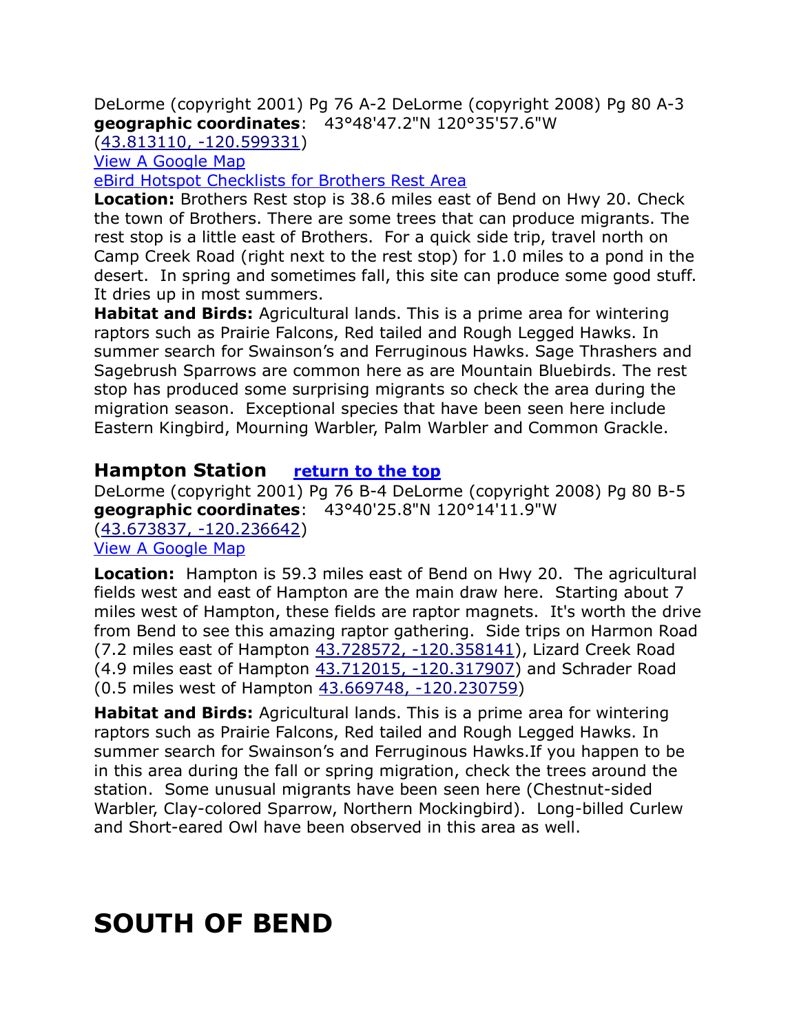DeLorme (copyright 2001) Pg 76 A-2 DeLorme (copyright 2008) Pg 80 A-3
**geographic coordinates**: 43°48'47.2"N 120°35'57.6"W
(43.813110, -120.599331)

View A Google Map

eBird Hotspot Checklists for Brothers Rest Area

**Location:** Brothers Rest stop is 38.6 miles east of Bend on Hwy 20. Check the town of Brothers. There are some trees that can produce migrants. The rest stop is a little east of Brothers. For a quick side trip, travel north on Camp Creek Road (right next to the rest stop) for 1.0 miles to a pond in the desert. In spring and sometimes fall, this site can produce some good stuff. It dries up in most summers.

**Habitat and Birds:** Agricultural lands. This is a prime area for wintering raptors such as Prairie Falcons, Red tailed and Rough Legged Hawks. In summer search for Swainson's and Ferruginous Hawks. Sage Thrashers and Sagebrush Sparrows are common here as are Mountain Bluebirds. The rest stop has produced some surprising migrants so check the area during the migration season. Exceptional species that have been seen here include Eastern Kingbird, Mourning Warbler, Palm Warbler and Common Grackle.

## Hampton Station   return to the top

DeLorme (copyright 2001) Pg 76 B-4 DeLorme (copyright 2008) Pg 80 B-5
**geographic coordinates**: 43°40'25.8"N 120°14'11.9"W
(43.673837, -120.236642)

View A Google Map

**Location:** Hampton is 59.3 miles east of Bend on Hwy 20. The agricultural fields west and east of Hampton are the main draw here. Starting about 7 miles west of Hampton, these fields are raptor magnets. It's worth the drive from Bend to see this amazing raptor gathering. Side trips on Harmon Road (7.2 miles east of Hampton 43.728572, -120.358141), Lizard Creek Road (4.9 miles east of Hampton 43.712015, -120.317907) and Schrader Road (0.5 miles west of Hampton 43.669748, -120.230759)

**Habitat and Birds:** Agricultural lands. This is a prime area for wintering raptors such as Prairie Falcons, Red tailed and Rough Legged Hawks. In summer search for Swainson's and Ferruginous Hawks.If you happen to be in this area during the fall or spring migration, check the trees around the station. Some unusual migrants have been seen here (Chestnut-sided Warbler, Clay-colored Sparrow, Northern Mockingbird). Long-billed Curlew and Short-eared Owl have been observed in this area as well.

# SOUTH OF BEND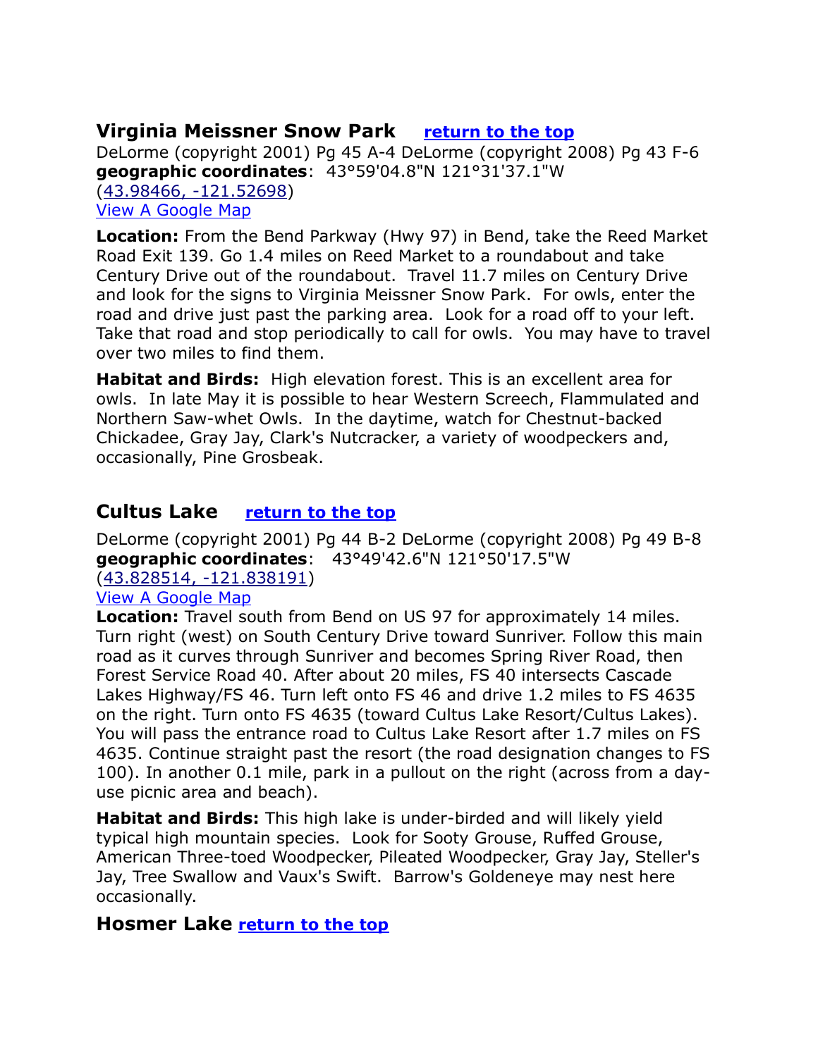## Virginia Meissner Snow Park [return to the top]

DeLorme (copyright 2001) Pg 45 A-4 DeLorme (copyright 2008) Pg 43 F-6
**geographic coordinates**: 43°59'04.8"N 121°31'37.1"W
(43.98466, -121.52698)
View A Google Map

**Location:** From the Bend Parkway (Hwy 97) in Bend, take the Reed Market Road Exit 139. Go 1.4 miles on Reed Market to a roundabout and take Century Drive out of the roundabout. Travel 11.7 miles on Century Drive and look for the signs to Virginia Meissner Snow Park. For owls, enter the road and drive just past the parking area. Look for a road off to your left. Take that road and stop periodically to call for owls. You may have to travel over two miles to find them.

**Habitat and Birds:** High elevation forest. This is an excellent area for owls. In late May it is possible to hear Western Screech, Flammulated and Northern Saw-whet Owls. In the daytime, watch for Chestnut-backed Chickadee, Gray Jay, Clark's Nutcracker, a variety of woodpeckers and, occasionally, Pine Grosbeak.

## Cultus Lake [return to the top]

DeLorme (copyright 2001) Pg 44 B-2 DeLorme (copyright 2008) Pg 49 B-8
**geographic coordinates**: 43°49'42.6"N 121°50'17.5"W
(43.828514, -121.838191)
View A Google Map

**Location:** Travel south from Bend on US 97 for approximately 14 miles. Turn right (west) on South Century Drive toward Sunriver. Follow this main road as it curves through Sunriver and becomes Spring River Road, then Forest Service Road 40. After about 20 miles, FS 40 intersects Cascade Lakes Highway/FS 46. Turn left onto FS 46 and drive 1.2 miles to FS 4635 on the right. Turn onto FS 4635 (toward Cultus Lake Resort/Cultus Lakes). You will pass the entrance road to Cultus Lake Resort after 1.7 miles on FS 4635. Continue straight past the resort (the road designation changes to FS 100). In another 0.1 mile, park in a pullout on the right (across from a day-use picnic area and beach).

**Habitat and Birds:** This high lake is under-birded and will likely yield typical high mountain species. Look for Sooty Grouse, Ruffed Grouse, American Three-toed Woodpecker, Pileated Woodpecker, Gray Jay, Steller's Jay, Tree Swallow and Vaux's Swift. Barrow's Goldeneye may nest here occasionally.

## Hosmer Lake [return to the top]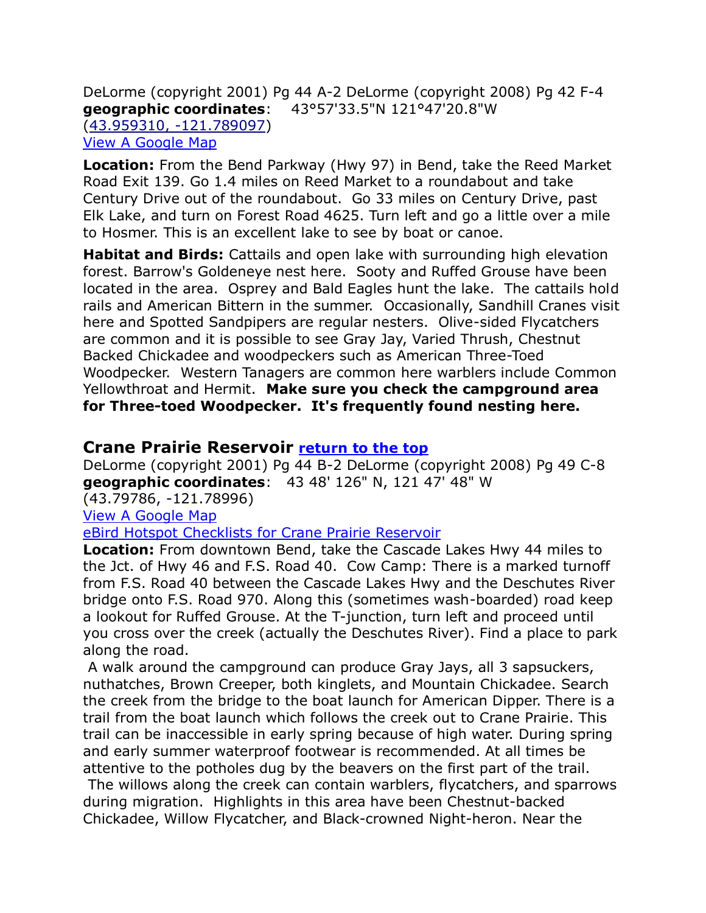DeLorme (copyright 2001) Pg 44 A-2 DeLorme (copyright 2008) Pg 42 F-4
**geographic coordinates**: 43°57'33.5"N 121°47'20.8"W
(43.959310, -121.789097)
View A Google Map

**Location:** From the Bend Parkway (Hwy 97) in Bend, take the Reed Market Road Exit 139. Go 1.4 miles on Reed Market to a roundabout and take Century Drive out of the roundabout. Go 33 miles on Century Drive, past Elk Lake, and turn on Forest Road 4625. Turn left and go a little over a mile to Hosmer. This is an excellent lake to see by boat or canoe.

**Habitat and Birds:** Cattails and open lake with surrounding high elevation forest. Barrow's Goldeneye nest here. Sooty and Ruffed Grouse have been located in the area. Osprey and Bald Eagles hunt the lake. The cattails hold rails and American Bittern in the summer. Occasionally, Sandhill Cranes visit here and Spotted Sandpipers are regular nesters. Olive-sided Flycatchers are common and it is possible to see Gray Jay, Varied Thrush, Chestnut Backed Chickadee and woodpeckers such as American Three-Toed Woodpecker. Western Tanagers are common here warblers include Common Yellowthroat and Hermit. **Make sure you check the campground area for Three-toed Woodpecker. It's frequently found nesting here.**

## Crane Prairie Reservoir return to the top

DeLorme (copyright 2001) Pg 44 B-2 DeLorme (copyright 2008) Pg 49 C-8
**geographic coordinates**: 43 48' 126" N, 121 47' 48" W
(43.79786, -121.78996)
View A Google Map
eBird Hotspot Checklists for Crane Prairie Reservoir

**Location:** From downtown Bend, take the Cascade Lakes Hwy 44 miles to the Jct. of Hwy 46 and F.S. Road 40. Cow Camp: There is a marked turnoff from F.S. Road 40 between the Cascade Lakes Hwy and the Deschutes River bridge onto F.S. Road 970. Along this (sometimes wash-boarded) road keep a lookout for Ruffed Grouse. At the T-junction, turn left and proceed until you cross over the creek (actually the Deschutes River). Find a place to park along the road.

A walk around the campground can produce Gray Jays, all 3 sapsuckers, nuthatches, Brown Creeper, both kinglets, and Mountain Chickadee. Search the creek from the bridge to the boat launch for American Dipper. There is a trail from the boat launch which follows the creek out to Crane Prairie. This trail can be inaccessible in early spring because of high water. During spring and early summer waterproof footwear is recommended. At all times be attentive to the potholes dug by the beavers on the first part of the trail.

The willows along the creek can contain warblers, flycatchers, and sparrows during migration. Highlights in this area have been Chestnut-backed Chickadee, Willow Flycatcher, and Black-crowned Night-heron. Near the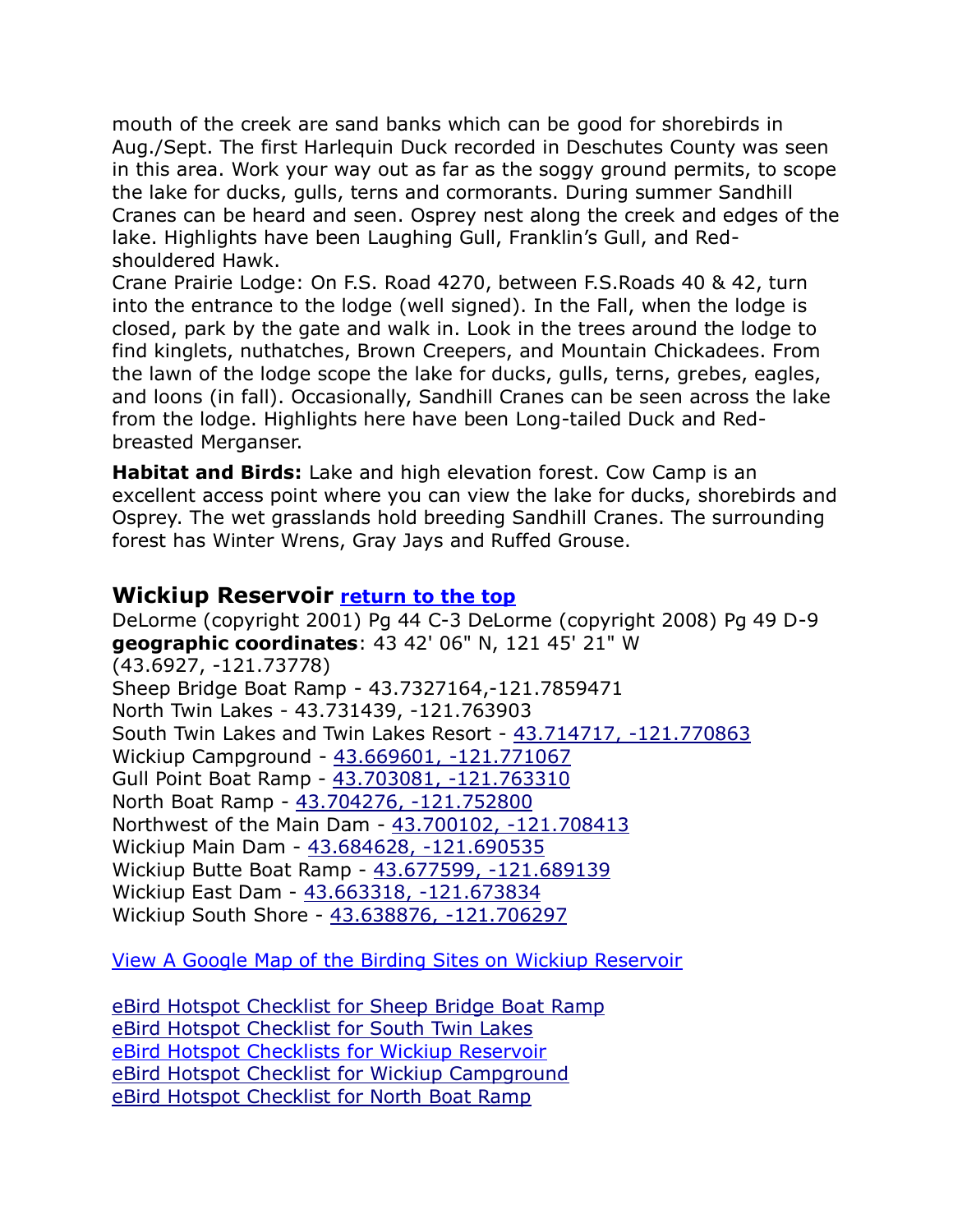mouth of the creek are sand banks which can be good for shorebirds in Aug./Sept. The first Harlequin Duck recorded in Deschutes County was seen in this area. Work your way out as far as the soggy ground permits, to scope the lake for ducks, gulls, terns and cormorants. During summer Sandhill Cranes can be heard and seen. Osprey nest along the creek and edges of the lake. Highlights have been Laughing Gull, Franklin's Gull, and Red-shouldered Hawk.
Crane Prairie Lodge: On F.S. Road 4270, between F.S.Roads 40 & 42, turn into the entrance to the lodge (well signed). In the Fall, when the lodge is closed, park by the gate and walk in. Look in the trees around the lodge to find kinglets, nuthatches, Brown Creepers, and Mountain Chickadees. From the lawn of the lodge scope the lake for ducks, gulls, terns, grebes, eagles, and loons (in fall). Occasionally, Sandhill Cranes can be seen across the lake from the lodge. Highlights here have been Long-tailed Duck and Red-breasted Merganser.

**Habitat and Birds:** Lake and high elevation forest. Cow Camp is an excellent access point where you can view the lake for ducks, shorebirds and Osprey. The wet grasslands hold breeding Sandhill Cranes. The surrounding forest has Winter Wrens, Gray Jays and Ruffed Grouse.

## Wickiup Reservoir [return to the top]

DeLorme (copyright 2001) Pg 44 C-3 DeLorme (copyright 2008) Pg 49 D-9
**geographic coordinates**: 43 42' 06" N, 121 45' 21" W
(43.6927, -121.73778)
Sheep Bridge Boat Ramp - 43.7327164,-121.7859471
North Twin Lakes - 43.731439, -121.763903
South Twin Lakes and Twin Lakes Resort - 43.714717, -121.770863
Wickiup Campground - 43.669601, -121.771067
Gull Point Boat Ramp - 43.703081, -121.763310
North Boat Ramp - 43.704276, -121.752800
Northwest of the Main Dam - 43.700102, -121.708413
Wickiup Main Dam - 43.684628, -121.690535
Wickiup Butte Boat Ramp - 43.677599, -121.689139
Wickiup East Dam - 43.663318, -121.673834
Wickiup South Shore - 43.638876, -121.706297

View A Google Map of the Birding Sites on Wickiup Reservoir

eBird Hotspot Checklist for Sheep Bridge Boat Ramp
eBird Hotspot Checklist for South Twin Lakes
eBird Hotspot Checklists for Wickiup Reservoir
eBird Hotspot Checklist for Wickiup Campground
eBird Hotspot Checklist for North Boat Ramp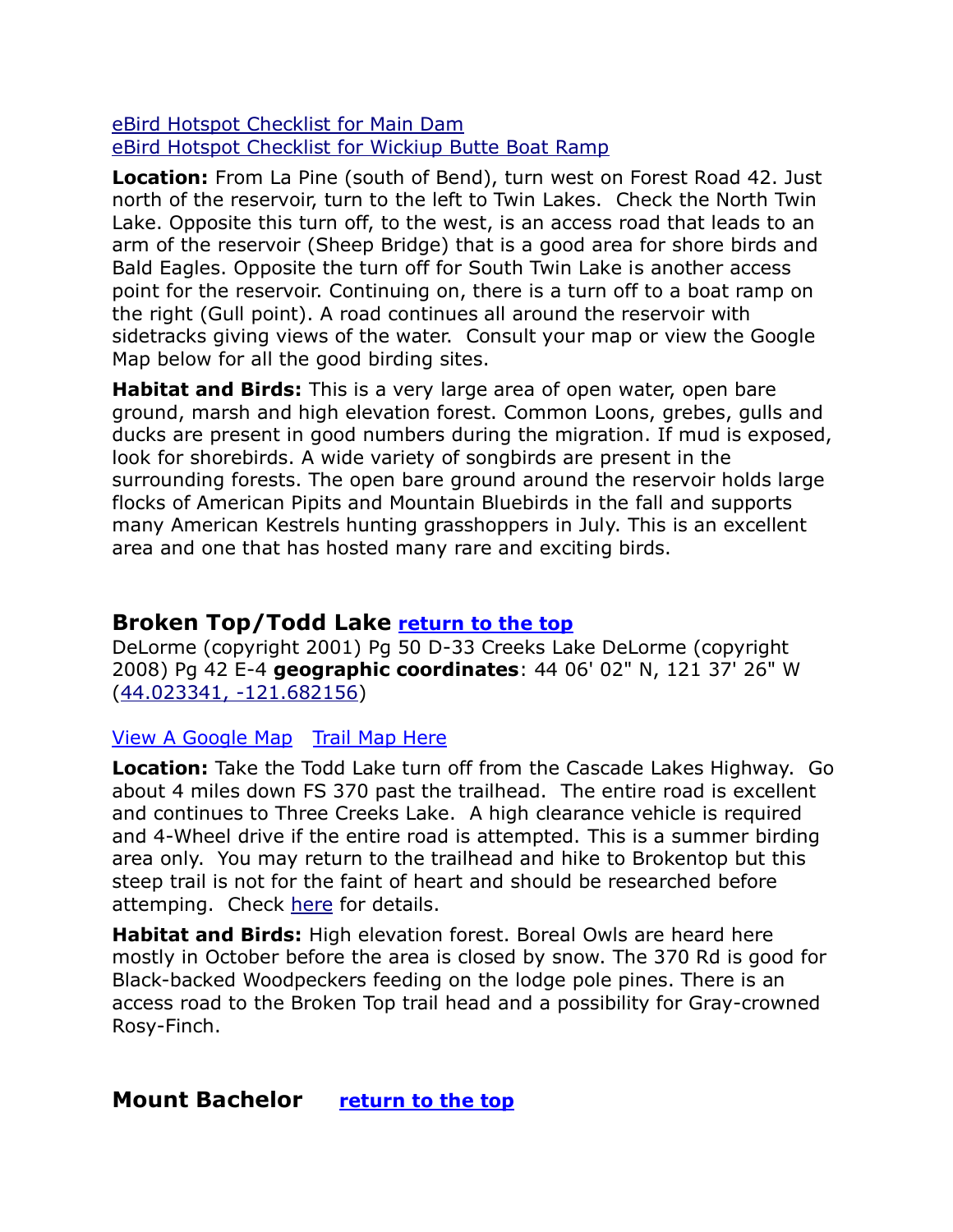[eBird Hotspot Checklist for Main Dam](#)
[eBird Hotspot Checklist for Wickiup Butte Boat Ramp](#)

**Location:** From La Pine (south of Bend), turn west on Forest Road 42. Just north of the reservoir, turn to the left to Twin Lakes. Check the North Twin Lake. Opposite this turn off, to the west, is an access road that leads to an arm of the reservoir (Sheep Bridge) that is a good area for shore birds and Bald Eagles. Opposite the turn off for South Twin Lake is another access point for the reservoir. Continuing on, there is a turn off to a boat ramp on the right (Gull point). A road continues all around the reservoir with sidetracks giving views of the water. Consult your map or view the Google Map below for all the good birding sites.

**Habitat and Birds:** This is a very large area of open water, open bare ground, marsh and high elevation forest. Common Loons, grebes, gulls and ducks are present in good numbers during the migration. If mud is exposed, look for shorebirds. A wide variety of songbirds are present in the surrounding forests. The open bare ground around the reservoir holds large flocks of American Pipits and Mountain Bluebirds in the fall and supports many American Kestrels hunting grasshoppers in July. This is an excellent area and one that has hosted many rare and exciting birds.

## Broken Top/Todd Lake [return to the top](#)

DeLorme (copyright 2001) Pg 50 D-33 Creeks Lake DeLorme (copyright 2008) Pg 42 E-4 **geographic coordinates**: 44 06' 02" N, 121 37' 26" W ([44.023341, -121.682156](#))

[View A Google Map](#) [Trail Map Here](#)

**Location:** Take the Todd Lake turn off from the Cascade Lakes Highway. Go about 4 miles down FS 370 past the trailhead. The entire road is excellent and continues to Three Creeks Lake. A high clearance vehicle is required and 4-Wheel drive if the entire road is attempted. This is a summer birding area only. You may return to the trailhead and hike to Brokentop but this steep trail is not for the faint of heart and should be researched before attemping. Check [here](#) for details.

**Habitat and Birds:** High elevation forest. Boreal Owls are heard here mostly in October before the area is closed by snow. The 370 Rd is good for Black-backed Woodpeckers feeding on the lodge pole pines. There is an access road to the Broken Top trail head and a possibility for Gray-crowned Rosy-Finch.

## Mount Bachelor [return to the top](#)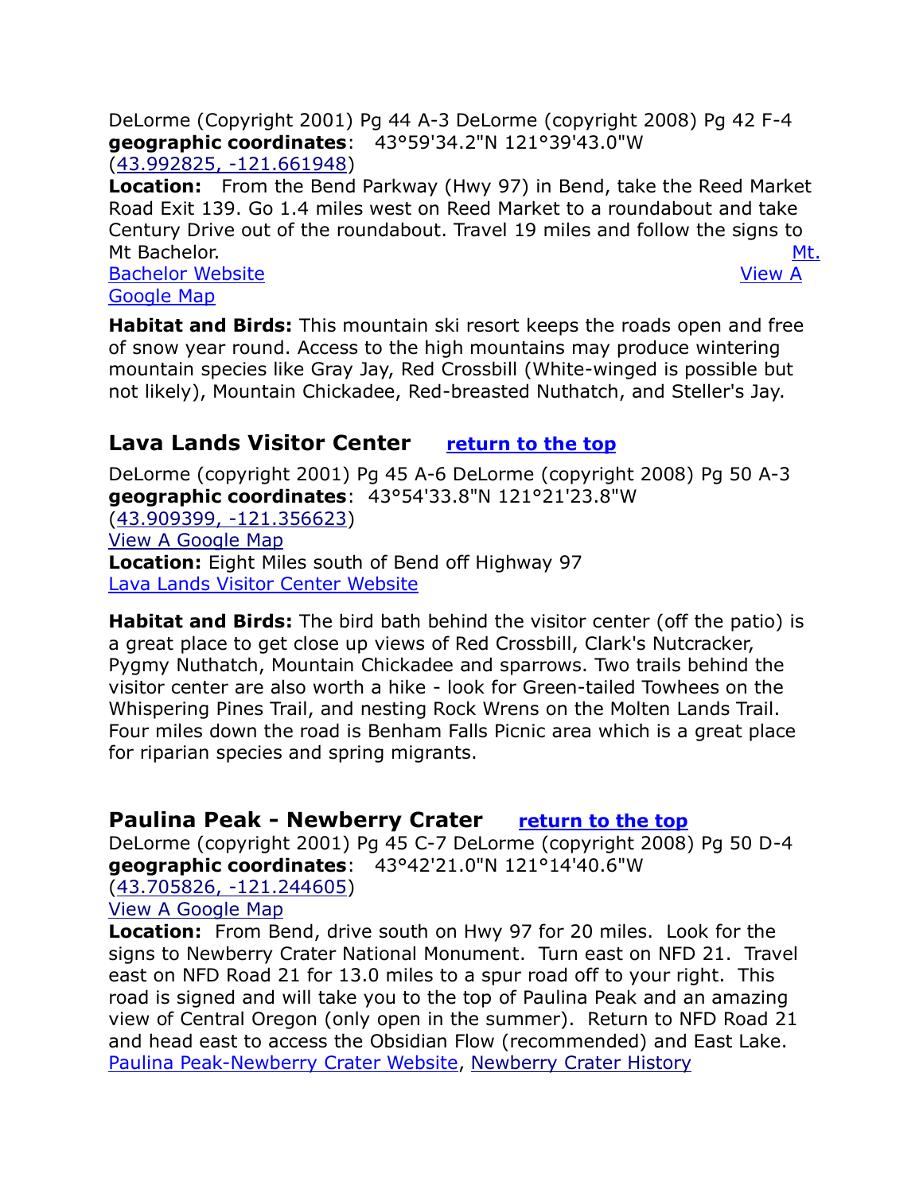DeLorme (Copyright 2001) Pg 44 A-3 DeLorme (copyright 2008) Pg 42 F-4
**geographic coordinates**: 43°59'34.2"N 121°39'43.0"W
(43.992825, -121.661948)
**Location:** From the Bend Parkway (Hwy 97) in Bend, take the Reed Market Road Exit 139. Go 1.4 miles west on Reed Market to a roundabout and take Century Drive out of the roundabout. Travel 19 miles and follow the signs to Mt Bachelor. Mt. Bachelor Website View A Google Map

**Habitat and Birds:** This mountain ski resort keeps the roads open and free of snow year round. Access to the high mountains may produce wintering mountain species like Gray Jay, Red Crossbill (White-winged is possible but not likely), Mountain Chickadee, Red-breasted Nuthatch, and Steller's Jay.

## Lava Lands Visitor Center return to the top

DeLorme (copyright 2001) Pg 45 A-6 DeLorme (copyright 2008) Pg 50 A-3
**geographic coordinates**: 43°54'33.8"N 121°21'23.8"W
(43.909399, -121.356623)
View A Google Map
**Location:** Eight Miles south of Bend off Highway 97
Lava Lands Visitor Center Website

**Habitat and Birds:** The bird bath behind the visitor center (off the patio) is a great place to get close up views of Red Crossbill, Clark's Nutcracker, Pygmy Nuthatch, Mountain Chickadee and sparrows. Two trails behind the visitor center are also worth a hike - look for Green-tailed Towhees on the Whispering Pines Trail, and nesting Rock Wrens on the Molten Lands Trail. Four miles down the road is Benham Falls Picnic area which is a great place for riparian species and spring migrants.

## Paulina Peak - Newberry Crater return to the top

DeLorme (copyright 2001) Pg 45 C-7 DeLorme (copyright 2008) Pg 50 D-4
**geographic coordinates**: 43°42'21.0"N 121°14'40.6"W
(43.705826, -121.244605)
View A Google Map
**Location:** From Bend, drive south on Hwy 97 for 20 miles. Look for the signs to Newberry Crater National Monument. Turn east on NFD 21. Travel east on NFD Road 21 for 13.0 miles to a spur road off to your right. This road is signed and will take you to the top of Paulina Peak and an amazing view of Central Oregon (only open in the summer). Return to NFD Road 21 and head east to access the Obsidian Flow (recommended) and East Lake.
Paulina Peak-Newberry Crater Website, Newberry Crater History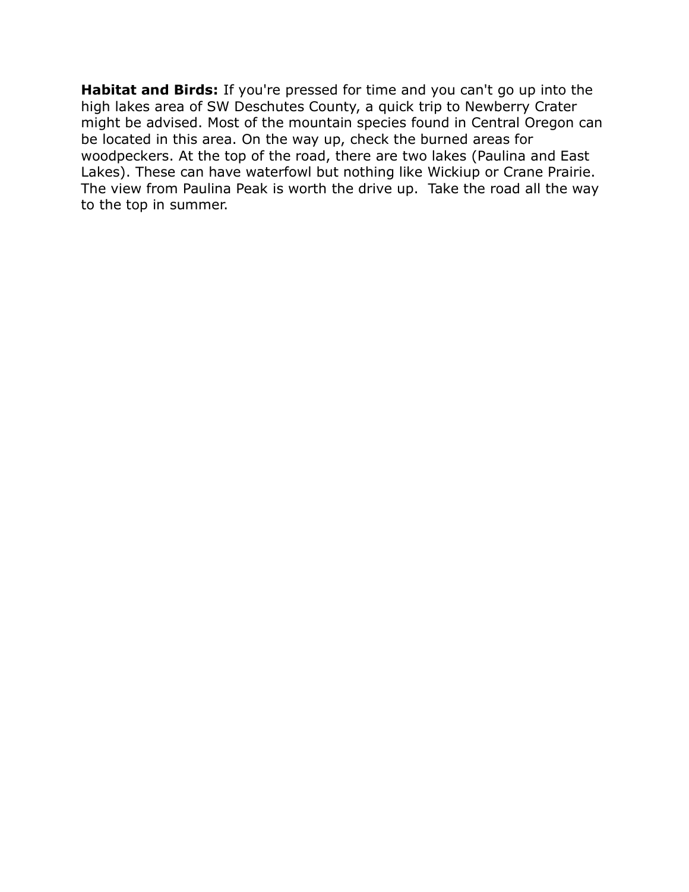**Habitat and Birds:** If you're pressed for time and you can't go up into the high lakes area of SW Deschutes County, a quick trip to Newberry Crater might be advised. Most of the mountain species found in Central Oregon can be located in this area. On the way up, check the burned areas for woodpeckers. At the top of the road, there are two lakes (Paulina and East Lakes). These can have waterfowl but nothing like Wickiup or Crane Prairie. The view from Paulina Peak is worth the drive up.  Take the road all the way to the top in summer.